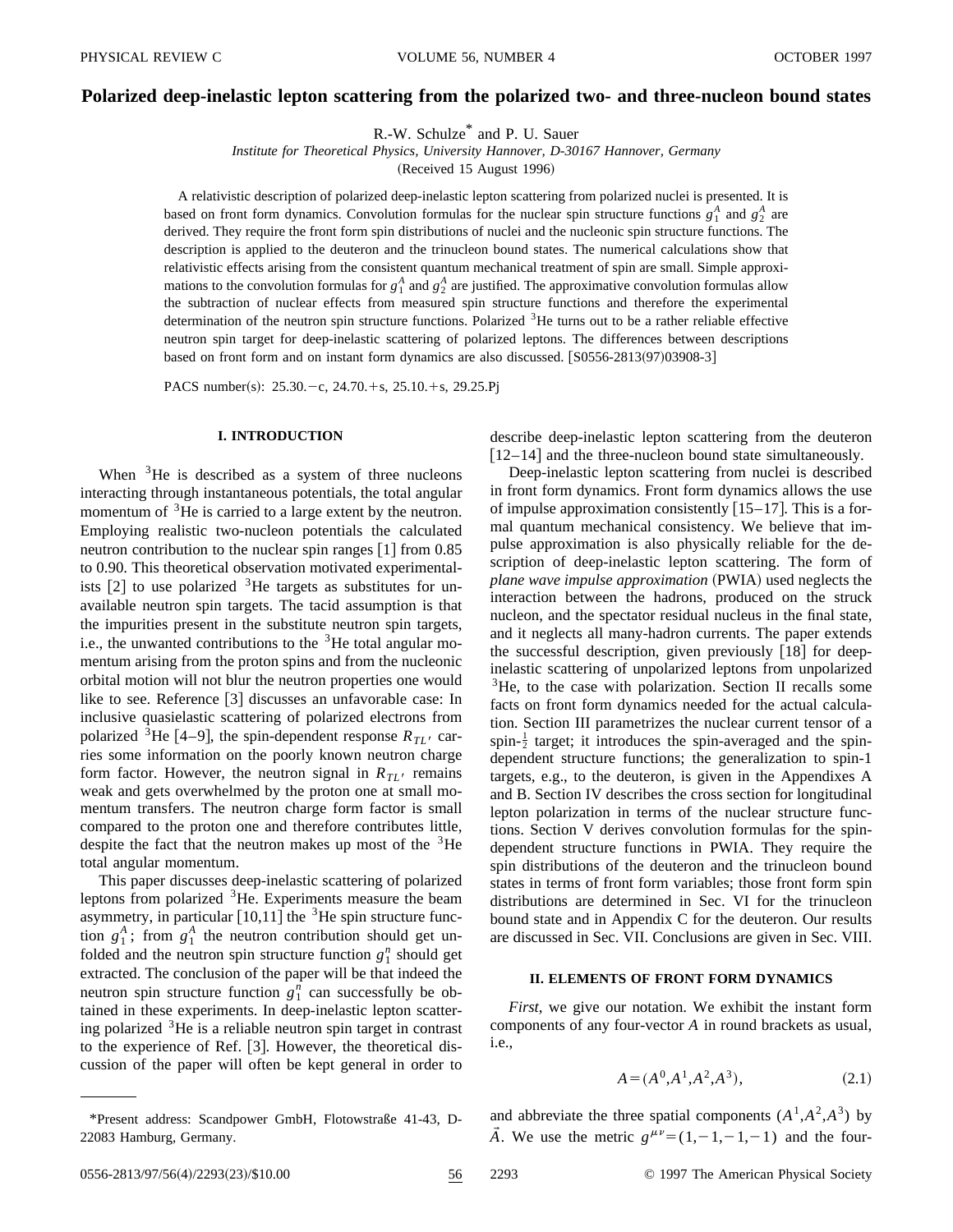# Polarized deep-inelastic lepton scattering from the polarized two- and three-nucleon bound states

R.-W. Schulze* and P. U. Sauer

*Institute for Theoretical Physics, University Hannover, D-30167 Hannover, Germany*

(Received 15 August 1996)

A relativistic description of polarized deep-inelastic lepton scattering from polarized nuclei is presented. It is based on front form dynamics. Convolution formulas for the nuclear spin structure functions $g_1^A$ and $g_2^A$ are derived. They require the front form spin distributions of nuclei and the nucleonic spin structure functions. The description is applied to the deuteron and the trinucleon bound states. The numerical calculations show that relativistic effects arising from the consistent quantum mechanical treatment of spin are small. Simple approximations to the convolution formulas for $g_1^A$ and $g_2^A$ are justified. The approximative convolution formulas allow the subtraction of nuclear effects from measured spin structure functions and therefore the experimental determination of the neutron spin structure functions. Polarized $^3$He turns out to be a rather reliable effective neutron spin target for deep-inelastic scattering of polarized leptons. The differences between descriptions based on front form and on instant form dynamics are also discussed. [S0556-2813(97)03908-3]

PACS number(s): 25.30.−c, 24.70.+s, 25.10.+s, 29.25.Pj

## I. INTRODUCTION

When $^3$He is described as a system of three nucleons interacting through instantaneous potentials, the total angular momentum of $^3$He is carried to a large extent by the neutron. Employing realistic two-nucleon potentials the calculated neutron contribution to the nuclear spin ranges [1] from 0.85 to 0.90. This theoretical observation motivated experimentalists [2] to use polarized $^3$He targets as substitutes for unavailable neutron spin targets. The tacid assumption is that the impurities present in the substitute neutron spin targets, i.e., the unwanted contributions to the $^3$He total angular momentum arising from the proton spins and from the nucleonic orbital motion will not blur the neutron properties one would like to see. Reference [3] discusses an unfavorable case: In inclusive quasielastic scattering of polarized electrons from polarized $^3$He [4–9], the spin-dependent response $R_{TL'}$ carries some information on the poorly known neutron charge form factor. However, the neutron signal in $R_{TL'}$ remains weak and gets overwhelmed by the proton one at small momentum transfers. The neutron charge form factor is small compared to the proton one and therefore contributes little, despite the fact that the neutron makes up most of the $^3$He total angular momentum.

This paper discusses deep-inelastic scattering of polarized leptons from polarized $^3$He. Experiments measure the beam asymmetry, in particular [10,11] the $^3$He spin structure function $g_1^A$; from $g_1^A$ the neutron contribution should get unfolded and the neutron spin structure function $g_1^n$ should get extracted. The conclusion of the paper will be that indeed the neutron spin structure function $g_1^n$ can successfully be obtained in these experiments. In deep-inelastic lepton scattering polarized $^3$He is a reliable neutron spin target in contrast to the experience of Ref. [3]. However, the theoretical discussion of the paper will often be kept general in order to describe deep-inelastic lepton scattering from the deuteron [12–14] and the three-nucleon bound state simultaneously.

Deep-inelastic lepton scattering from nuclei is described in front form dynamics. Front form dynamics allows the use of impulse approximation consistently [15–17]. This is a formal quantum mechanical consistency. We believe that impulse approximation is also physically reliable for the description of deep-inelastic lepton scattering. The form of *plane wave impulse approximation* (PWIA) used neglects the interaction between the hadrons, produced on the struck nucleon, and the spectator residual nucleus in the final state, and it neglects all many-hadron currents. The paper extends the successful description, given previously [18] for deep-inelastic scattering of unpolarized leptons from unpolarized $^3$He, to the case with polarization. Section II recalls some facts on front form dynamics needed for the actual calculation. Section III parametrizes the nuclear current tensor of a spin-$\frac{1}{2}$ target; it introduces the spin-averaged and the spin-dependent structure functions; the generalization to spin-1 targets, e.g., to the deuteron, is given in the Appendixes A and B. Section IV describes the cross section for longitudinal lepton polarization in terms of the nuclear structure functions. Section V derives convolution formulas for the spin-dependent structure functions in PWIA. They require the spin distributions of the deuteron and the trinucleon bound states in terms of front form variables; those front form spin distributions are determined in Sec. VI for the trinucleon bound state and in Appendix C for the deuteron. Our results are discussed in Sec. VII. Conclusions are given in Sec. VIII.

## II. ELEMENTS OF FRONT FORM DYNAMICS

*First*, we give our notation. We exhibit the instant form components of any four-vector $A$ in round brackets as usual, i.e.,

$$A=(A^0,A^1,A^2,A^3), \tag{2.1}$$

and abbreviate the three spatial components $(A^1,A^2,A^3)$ by $\vec{A}$. We use the metric $g^{\mu\nu}=(1,-1,-1,-1)$ and the four-

*Present address: Scandpower GmbH, Flotowstraße 41-43, D-22083 Hamburg, Germany.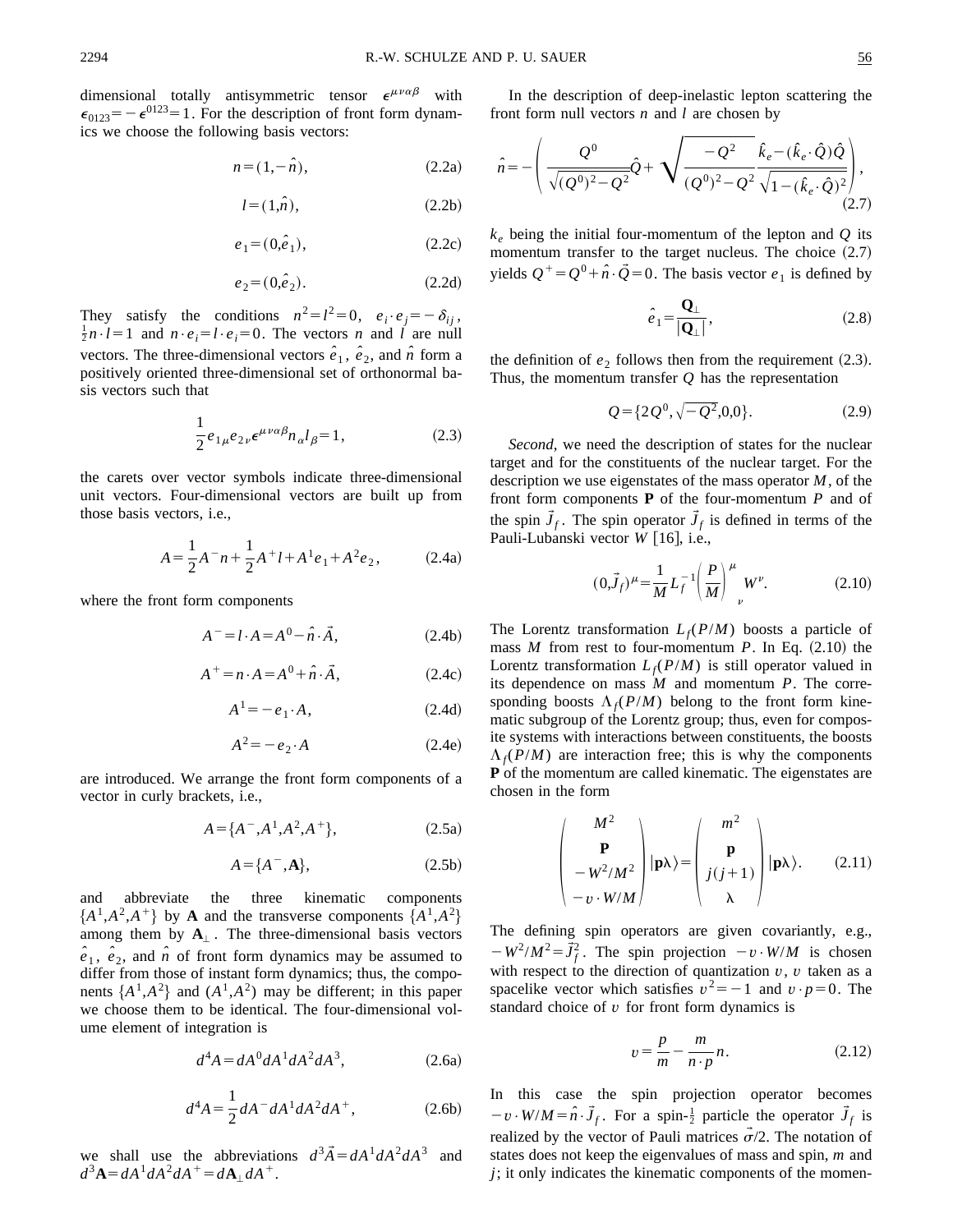dimensional totally antisymmetric tensor $\epsilon^{\mu\nu\alpha\beta}$ with $\epsilon_{0123} = -\epsilon^{0123} = 1$. For the description of front form dynamics we choose the following basis vectors:

$$n = (1, -\hat{n}), \tag{2.2a}$$

$$l = (1, \hat{n}), \tag{2.2b}$$

$$e_1 = (0, \hat{e}_1), \tag{2.2c}$$

$$e_2 = (0, \hat{e}_2). \tag{2.2d}$$

They satisfy the conditions $n^2 = l^2 = 0$, $e_i \cdot e_j = -\delta_{ij}$, $\frac{1}{2} n \cdot l = 1$ and $n \cdot e_i = l \cdot e_i = 0$. The vectors $n$ and $l$ are null vectors. The three-dimensional vectors $\hat{e}_1$, $\hat{e}_2$, and $\hat{n}$ form a positively oriented three-dimensional set of orthonormal basis vectors such that

$$\frac{1}{2} e_{1\mu} e_{2\nu} \epsilon^{\mu\nu\alpha\beta} n_\alpha l_\beta = 1, \tag{2.3}$$

the carets over vector symbols indicate three-dimensional unit vectors. Four-dimensional vectors are built up from those basis vectors, i.e.,

$$A = \frac{1}{2} A^- n + \frac{1}{2} A^+ l + A^1 e_1 + A^2 e_2, \tag{2.4a}$$

where the front form components

$$A^- = l \cdot A = A^0 - \hat{n} \cdot \vec{A}, \tag{2.4b}$$

$$A^+ = n \cdot A = A^0 + \hat{n} \cdot \vec{A}, \tag{2.4c}$$

$$A^1 = -e_1 \cdot A, \tag{2.4d}$$

$$A^2 = -e_2 \cdot A \tag{2.4e}$$

are introduced. We arrange the front form components of a vector in curly brackets, i.e.,

$$A = \{A^-, A^1, A^2, A^+\}, \tag{2.5a}$$

$$A = \{A^-, \mathbf{A}\}, \tag{2.5b}$$

and abbreviate the three kinematic components $\{A^1, A^2, A^+\}$ by $\mathbf{A}$ and the transverse components $\{A^1, A^2\}$ among them by $\mathbf{A}_\perp$. The three-dimensional basis vectors $\hat{e}_1$, $\hat{e}_2$, and $\hat{n}$ of front form dynamics may be assumed to differ from those of instant form dynamics; thus, the components $\{A^1, A^2\}$ and $(A^1, A^2)$ may be different; in this paper we choose them to be identical. The four-dimensional volume element of integration is

$$d^4A = dA^0 dA^1 dA^2 dA^3, \tag{2.6a}$$

$$d^4A = \frac{1}{2} dA^- dA^1 dA^2 dA^+, \tag{2.6b}$$

we shall use the abbreviations $d^3\vec{A} = dA^1 dA^2 dA^3$ and $d^3\mathbf{A} = dA^1 dA^2 dA^+ = d\mathbf{A}_\perp dA^+$.

In the description of deep-inelastic lepton scattering the front form null vectors $n$ and $l$ are chosen by

$$\hat{n} = -\left( \frac{Q^0}{\sqrt{(Q^0)^2 - Q^2}} \hat{Q} + \sqrt{\frac{-Q^2}{(Q^0)^2 - Q^2}} \frac{\hat{k}_e - (\hat{k}_e \cdot \hat{Q})\hat{Q}}{\sqrt{1 - (\hat{k}_e \cdot \hat{Q})^2}} \right), \tag{2.7}$$

$k_e$ being the initial four-momentum of the lepton and $Q$ its momentum transfer to the target nucleus. The choice (2.7) yields $Q^+ = Q^0 + \hat{n} \cdot \vec{Q} = 0$. The basis vector $e_1$ is defined by

$$\hat{e}_1 = \frac{\mathbf{Q}_\perp}{|\mathbf{Q}_\perp|}, \tag{2.8}$$

the definition of $e_2$ follows then from the requirement (2.3). Thus, the momentum transfer $Q$ has the representation

$$Q = \{2Q^0, \sqrt{-Q^2}, 0, 0\}. \tag{2.9}$$

*Second*, we need the description of states for the nuclear target and for the constituents of the nuclear target. For the description we use eigenstates of the mass operator $M$, of the front form components $\mathbf{P}$ of the four-momentum $P$ and of the spin $\vec{J}_f$. The spin operator $\vec{J}_f$ is defined in terms of the Pauli-Lubanski vector $W$ [16], i.e.,

$$(0, \vec{J}_f)^\mu = \frac{1}{M} L_f^{-1}\left(\frac{P}{M}\right)^\mu{}_\nu W^\nu. \tag{2.10}$$

The Lorentz transformation $L_f(P/M)$ boosts a particle of mass $M$ from rest to four-momentum $P$. In Eq. (2.10) the Lorentz transformation $L_f(P/M)$ is still operator valued in its dependence on mass $M$ and momentum $P$. The corresponding boosts $\Lambda_f(P/M)$ belong to the front form kinematic subgroup of the Lorentz group; thus, even for composite systems with interactions between constituents, the boosts $\Lambda_f(P/M)$ are interaction free; this is why the components $\mathbf{P}$ of the momentum are called kinematic. The eigenstates are chosen in the form

$$\begin{pmatrix} M^2 \\ \mathbf{P} \\ -W^2/M^2 \\ -v \cdot W/M \end{pmatrix} |\mathbf{p}\lambda\rangle = \begin{pmatrix} m^2 \\ \mathbf{p} \\ j(j+1) \\ \lambda \end{pmatrix} |\mathbf{p}\lambda\rangle. \tag{2.11}$$

The defining spin operators are given covariantly, e.g., $-W^2/M^2 = \vec{J}_f^2$. The spin projection $-v \cdot W/M$ is chosen with respect to the direction of quantization $v$, $v$ taken as a spacelike vector which satisfies $v^2 = -1$ and $v \cdot p = 0$. The standard choice of $v$ for front form dynamics is

$$v = \frac{p}{m} - \frac{m}{n \cdot p} n. \tag{2.12}$$

In this case the spin projection operator becomes $-v \cdot W/M = \hat{n} \cdot \vec{J}_f$. For a spin-$\frac{1}{2}$ particle the operator $\vec{J}_f$ is realized by the vector of Pauli matrices $\vec{\sigma}/2$. The notation of states does not keep the eigenvalues of mass and spin, $m$ and $j$; it only indicates the kinematic components of the momen-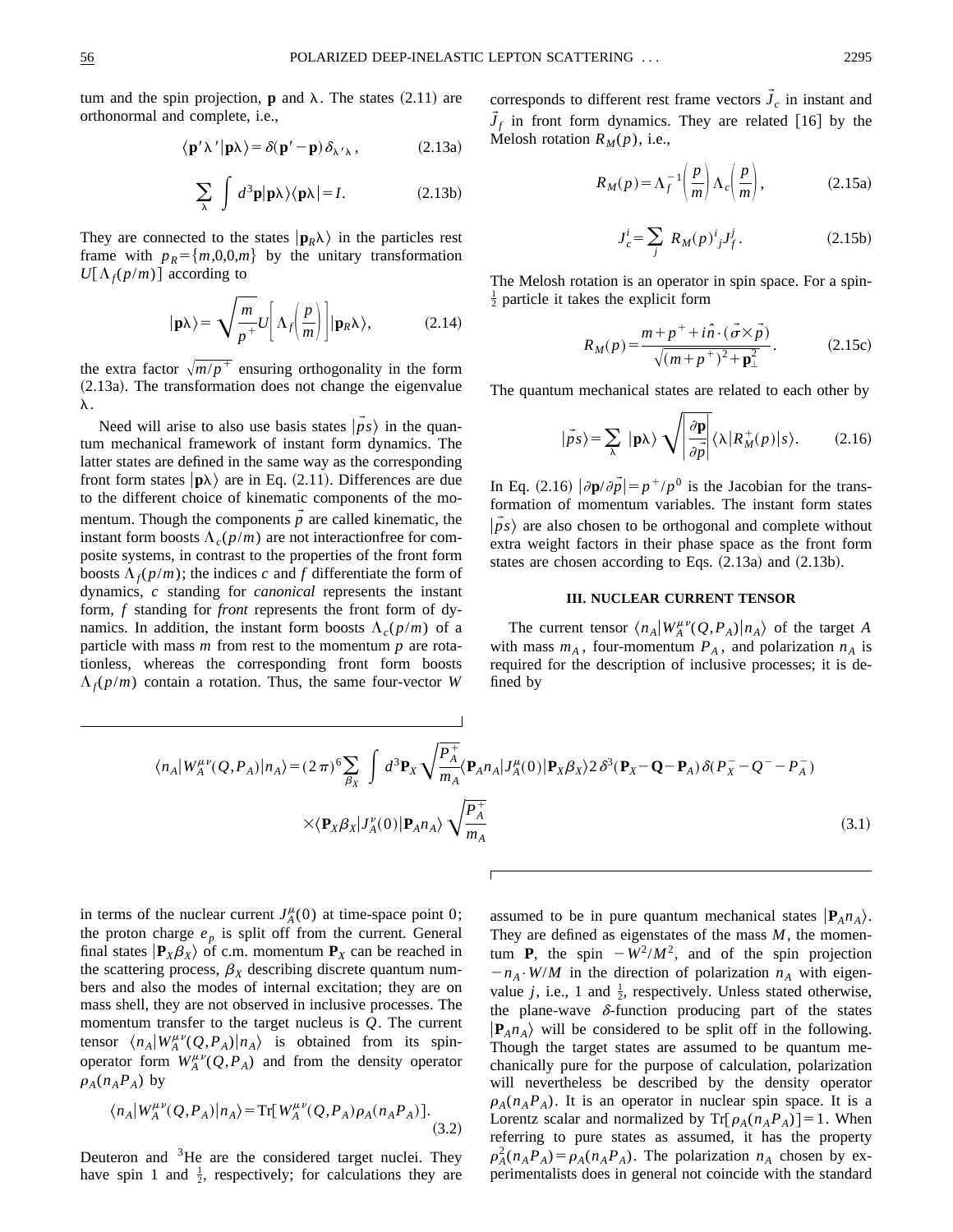tum and the spin projection, $\mathbf{p}$ and $\lambda$. The states (2.11) are orthonormal and complete, i.e.,

$$\langle \mathbf{p}'\lambda' | \mathbf{p}\lambda\rangle = \delta(\mathbf{p}' - \mathbf{p})\,\delta_{\lambda'\lambda}, \tag{2.13a}$$

$$\sum_{\lambda} \int d^3\mathbf{p} |\mathbf{p}\lambda\rangle\langle \mathbf{p}\lambda| = I. \tag{2.13b}$$

They are connected to the states $|\mathbf{p}_R\lambda\rangle$ in the particles rest frame with $p_R = \{m,0,0,m\}$ by the unitary transformation $U[\Lambda_f(p/m)]$ according to

$$|\mathbf{p}\lambda\rangle = \sqrt{\frac{m}{p^+}}\,U\!\left[\Lambda_f\!\left(\frac{p}{m}\right)\right]|\mathbf{p}_R\lambda\rangle, \tag{2.14}$$

the extra factor $\sqrt{m/p^+}$ ensuring orthogonality in the form (2.13a). The transformation does not change the eigenvalue $\lambda$.

Need will arise to also use basis states $|\vec{p}s\rangle$ in the quantum mechanical framework of instant form dynamics. The latter states are defined in the same way as the corresponding front form states $|\mathbf{p}\lambda\rangle$ are in Eq. (2.11). Differences are due to the different choice of kinematic components of the momentum. Though the components $\vec{p}$ are called kinematic, the instant form boosts $\Lambda_c(p/m)$ are not interactionfree for composite systems, in contrast to the properties of the front form boosts $\Lambda_f(p/m)$; the indices $c$ and $f$ differentiate the form of dynamics, $c$ standing for *canonical* represents the instant form, $f$ standing for *front* represents the front form of dynamics. In addition, the instant form boosts $\Lambda_c(p/m)$ of a particle with mass $m$ from rest to the momentum $p$ are rotationless, whereas the corresponding front form boosts $\Lambda_f(p/m)$ contain a rotation. Thus, the same four-vector $W$ corresponds to different rest frame vectors $\vec{J}_c$ in instant and $\vec{J}_f$ in front form dynamics. They are related [16] by the Melosh rotation $R_M(p)$, i.e.,

$$R_M(p) = \Lambda_f^{-1}\!\left(\frac{p}{m}\right)\Lambda_c\!\left(\frac{p}{m}\right), \tag{2.15a}$$

$$J_c^i = \sum_j R_M(p)^i{}_j J_f^j. \tag{2.15b}$$

The Melosh rotation is an operator in spin space. For a spin-$\frac{1}{2}$ particle it takes the explicit form

$$R_M(p) = \frac{m + p^+ + i\hat{n}\cdot(\vec{\sigma}\times\vec{p})}{\sqrt{(m+p^+)^2 + \mathbf{p}_\perp^2}}. \tag{2.15c}$$

The quantum mechanical states are related to each other by

$$|\vec{p}s\rangle = \sum_{\lambda} |\mathbf{p}\lambda\rangle \sqrt{\left|\frac{\partial \mathbf{p}}{\partial \vec{p}}\right|}\,\langle \lambda | R_M^+(p)|s\rangle. \tag{2.16}$$

In Eq. (2.16) $|\partial\mathbf{p}/\partial\vec{p}| = p^+/p^0$ is the Jacobian for the transformation of momentum variables. The instant form states $|\vec{p}s\rangle$ are also chosen to be orthogonal and complete without extra weight factors in their phase space as the front form states are chosen according to Eqs. (2.13a) and (2.13b).

## III. NUCLEAR CURRENT TENSOR

The current tensor $\langle n_A | W_A^{\mu\nu}(Q,P_A)|n_A\rangle$ of the target $A$ with mass $m_A$, four-momentum $P_A$, and polarization $n_A$ is required for the description of inclusive processes; it is defined by

$$\langle n_A | W_A^{\mu\nu}(Q,P_A)|n_A\rangle = (2\pi)^6 \sum_{\beta_X} \int d^3\mathbf{P}_X \sqrt{\frac{P_A^+}{m_A}} \langle \mathbf{P}_A n_A | J_A^\mu(0)|\mathbf{P}_X\beta_X\rangle 2\,\delta^3(\mathbf{P}_X - \mathbf{Q} - \mathbf{P}_A)\,\delta(P_X^- - Q^- - P_A^-)$$
$$\times \langle \mathbf{P}_X\beta_X | J_A^\nu(0)|\mathbf{P}_A n_A\rangle \sqrt{\frac{P_A^+}{m_A}} \tag{3.1}$$

in terms of the nuclear current $J_A^\mu(0)$ at time-space point 0; the proton charge $e_p$ is split off from the current. General final states $|\mathbf{P}_X\beta_X\rangle$ of c.m. momentum $\mathbf{P}_X$ can be reached in the scattering process, $\beta_X$ describing discrete quantum numbers and also the modes of internal excitation; they are on mass shell, they are not observed in inclusive processes. The momentum transfer to the target nucleus is $Q$. The current tensor $\langle n_A | W_A^{\mu\nu}(Q,P_A)|n_A\rangle$ is obtained from its spin-operator form $W_A^{\mu\nu}(Q,P_A)$ and from the density operator $\rho_A(n_A P_A)$ by

$$\langle n_A | W_A^{\mu\nu}(Q,P_A)|n_A\rangle = \mathrm{Tr}[W_A^{\mu\nu}(Q,P_A)\rho_A(n_A P_A)]. \tag{3.2}$$

Deuteron and $^3$He are the considered target nuclei. They have spin 1 and $\frac{1}{2}$, respectively; for calculations they are assumed to be in pure quantum mechanical states $|\mathbf{P}_A n_A\rangle$. They are defined as eigenstates of the mass $M$, the momentum $\mathbf{P}$, the spin $-W^2/M^2$, and of the spin projection $-n_A\cdot W/M$ in the direction of polarization $n_A$ with eigenvalue $j$, i.e., 1 and $\frac{1}{2}$, respectively. Unless stated otherwise, the plane-wave $\delta$-function producing part of the states $|\mathbf{P}_A n_A\rangle$ will be considered to be split off in the following. Though the target states are assumed to be quantum mechanically pure for the purpose of calculation, polarization will nevertheless be described by the density operator $\rho_A(n_A P_A)$. It is an operator in nuclear spin space. It is a Lorentz scalar and normalized by $\mathrm{Tr}[\rho_A(n_A P_A)] = 1$. When referring to pure states as assumed, it has the property $\rho_A^2(n_A P_A) = \rho_A(n_A P_A)$. The polarization $n_A$ chosen by experimentalists does in general not coincide with the standard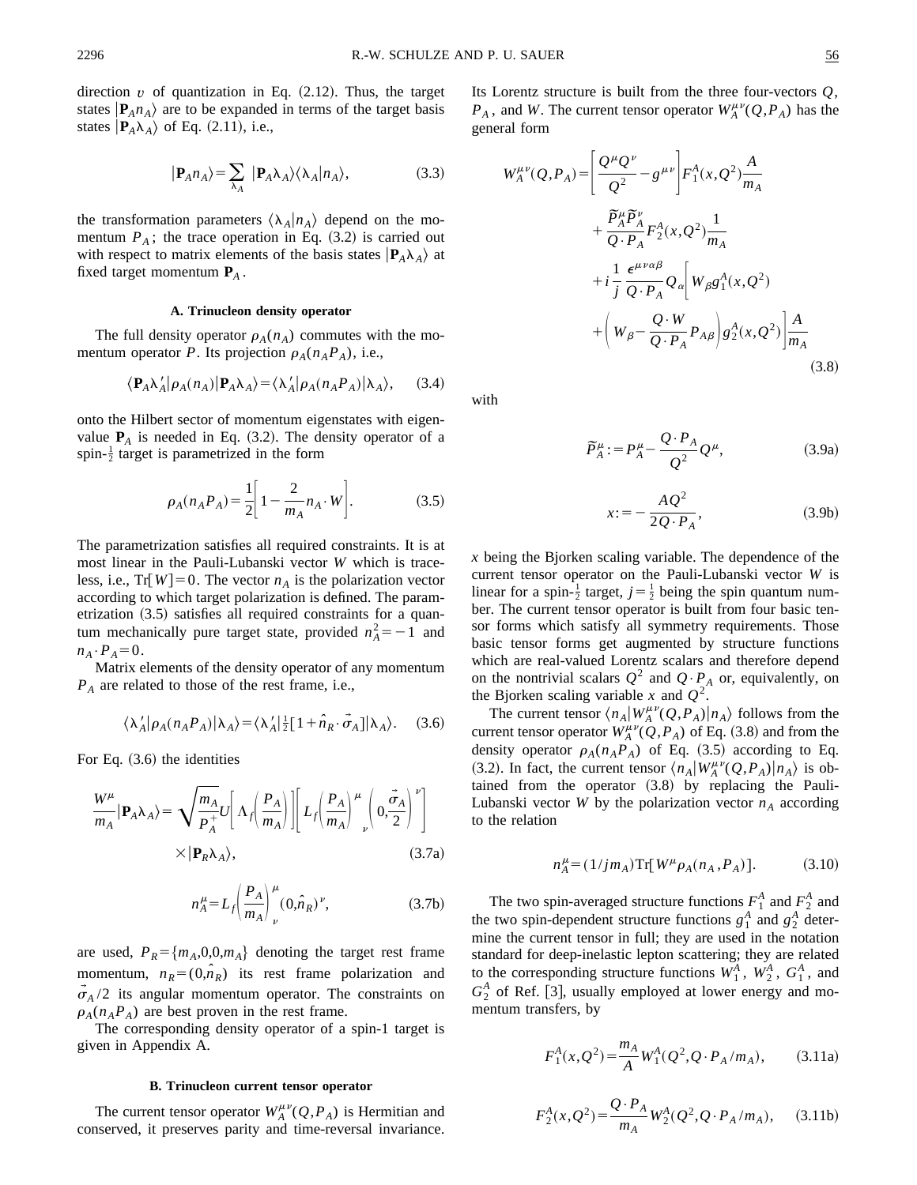direction $v$ of quantization in Eq. (2.12). Thus, the target states $|\mathbf{P}_A n_A\rangle$ are to be expanded in terms of the target basis states $|\mathbf{P}_A \lambda_A\rangle$ of Eq. (2.11), i.e.,

$$|\mathbf{P}_A n_A\rangle = \sum_{\lambda_A} |\mathbf{P}_A \lambda_A\rangle\langle\lambda_A|n_A\rangle, \tag{3.3}$$

the transformation parameters $\langle\lambda_A|n_A\rangle$ depend on the momentum $P_A$; the trace operation in Eq. (3.2) is carried out with respect to matrix elements of the basis states $|\mathbf{P}_A\lambda_A\rangle$ at fixed target momentum $\mathbf{P}_A$.

### A. Trinucleon density operator

The full density operator $\rho_A(n_A)$ commutes with the momentum operator $P$. Its projection $\rho_A(n_A P_A)$, i.e.,

$$\langle\mathbf{P}_A\lambda_A'|\rho_A(n_A)|\mathbf{P}_A\lambda_A\rangle = \langle\lambda_A'|\rho_A(n_A P_A)|\lambda_A\rangle, \tag{3.4}$$

onto the Hilbert sector of momentum eigenstates with eigenvalue $\mathbf{P}_A$ is needed in Eq. (3.2). The density operator of a spin-$\frac{1}{2}$ target is parametrized in the form

$$\rho_A(n_A P_A) = \frac{1}{2}\left[1 - \frac{2}{m_A} n_A\cdot W\right]. \tag{3.5}$$

The parametrization satisfies all required constraints. It is at most linear in the Pauli-Lubanski vector $W$ which is traceless, i.e., $\mathrm{Tr}[W]=0$. The vector $n_A$ is the polarization vector according to which target polarization is defined. The parametrization (3.5) satisfies all required constraints for a quantum mechanically pure target state, provided $n_A^2=-1$ and $n_A\cdot P_A=0$.

Matrix elements of the density operator of any momentum $P_A$ are related to those of the rest frame, i.e.,

$$\langle\lambda_A'|\rho_A(n_A P_A)|\lambda_A\rangle = \langle\lambda_A'|\tfrac{1}{2}[1+\hat{n}_R\cdot\vec{\sigma}_A]|\lambda_A\rangle. \tag{3.6}$$

For Eq. (3.6) the identities

$$\frac{W^\mu}{m_A}|\mathbf{P}_A\lambda_A\rangle = \sqrt{\frac{m_A}{P_A^+}}\,U\!\left[\Lambda_f\!\left(\frac{P_A}{m_A}\right)\right]\left[L_f\!\left(\frac{P_A}{m_A}\right)^{\mu}{}_{\nu}\left(0,\frac{\vec{\sigma}_A}{2}\right)^{\nu}\right]\times|\mathbf{P}_R\lambda_A\rangle, \tag{3.7a}$$

$$n_A^\mu = L_f\!\left(\frac{P_A}{m_A}\right)^{\mu}{}_{\nu}(0,\hat{n}_R)^\nu, \tag{3.7b}$$

are used, $P_R=\{m_A,0,0,m_A\}$ denoting the target rest frame momentum, $n_R=(0,\hat{n}_R)$ its rest frame polarization and $\vec{\sigma}_A/2$ its angular momentum operator. The constraints on $\rho_A(n_A P_A)$ are best proven in the rest frame.

The corresponding density operator of a spin-1 target is given in Appendix A.

### B. Trinucleon current tensor operator

The current tensor operator $W_A^{\mu\nu}(Q,P_A)$ is Hermitian and conserved, it preserves parity and time-reversal invariance. Its Lorentz structure is built from the three four-vectors $Q$, $P_A$, and $W$. The current tensor operator $W_A^{\mu\nu}(Q,P_A)$ has the general form

$$\begin{aligned}
W_A^{\mu\nu}(Q,P_A) = {} & \left[\frac{Q^\mu Q^\nu}{Q^2} - g^{\mu\nu}\right] F_1^A(x,Q^2)\frac{A}{m_A} \\
& + \frac{\tilde{P}_A^\mu \tilde{P}_A^\nu}{Q\cdot P_A} F_2^A(x,Q^2)\frac{1}{m_A} \\
& + i\frac{1}{j}\frac{\epsilon^{\mu\nu\alpha\beta}}{Q\cdot P_A} Q_\alpha\bigg[W_\beta g_1^A(x,Q^2) \\
& + \left(W_\beta - \frac{Q\cdot W}{Q\cdot P_A}P_{A\beta}\right) g_2^A(x,Q^2)\bigg]\frac{A}{m_A}
\end{aligned} \tag{3.8}$$

with

$$\tilde{P}_A^\mu := P_A^\mu - \frac{Q\cdot P_A}{Q^2}Q^\mu, \tag{3.9a}$$

$$x := -\frac{AQ^2}{2Q\cdot P_A}, \tag{3.9b}$$

$x$ being the Bjorken scaling variable. The dependence of the current tensor operator on the Pauli-Lubanski vector $W$ is linear for a spin-$\frac{1}{2}$ target, $j=\frac{1}{2}$ being the spin quantum number. The current tensor operator is built from four basic tensor forms which satisfy all symmetry requirements. Those basic tensor forms get augmented by structure functions which are real-valued Lorentz scalars and therefore depend on the nontrivial scalars $Q^2$ and $Q\cdot P_A$ or, equivalently, on the Bjorken scaling variable $x$ and $Q^2$.

The current tensor $\langle n_A|W_A^{\mu\nu}(Q,P_A)|n_A\rangle$ follows from the current tensor operator $W_A^{\mu\nu}(Q,P_A)$ of Eq. (3.8) and from the density operator $\rho_A(n_A P_A)$ of Eq. (3.5) according to Eq. (3.2). In fact, the current tensor $\langle n_A|W_A^{\mu\nu}(Q,P_A)|n_A\rangle$ is obtained from the operator (3.8) by replacing the Pauli-Lubanski vector $W$ by the polarization vector $n_A$ according to the relation

$$n_A^\mu = (1/j m_A)\mathrm{Tr}[W^\mu \rho_A(n_A,P_A)]. \tag{3.10}$$

The two spin-averaged structure functions $F_1^A$ and $F_2^A$ and the two spin-dependent structure functions $g_1^A$ and $g_2^A$ determine the current tensor in full; they are used in the notation standard for deep-inelastic lepton scattering; they are related to the corresponding structure functions $W_1^A$, $W_2^A$, $G_1^A$, and $G_2^A$ of Ref. [3], usually employed at lower energy and momentum transfers, by

$$F_1^A(x,Q^2) = \frac{m_A}{A}W_1^A(Q^2, Q\cdot P_A/m_A), \tag{3.11a}$$

$$F_2^A(x,Q^2) = \frac{Q\cdot P_A}{m_A}W_2^A(Q^2, Q\cdot P_A/m_A), \tag{3.11b}$$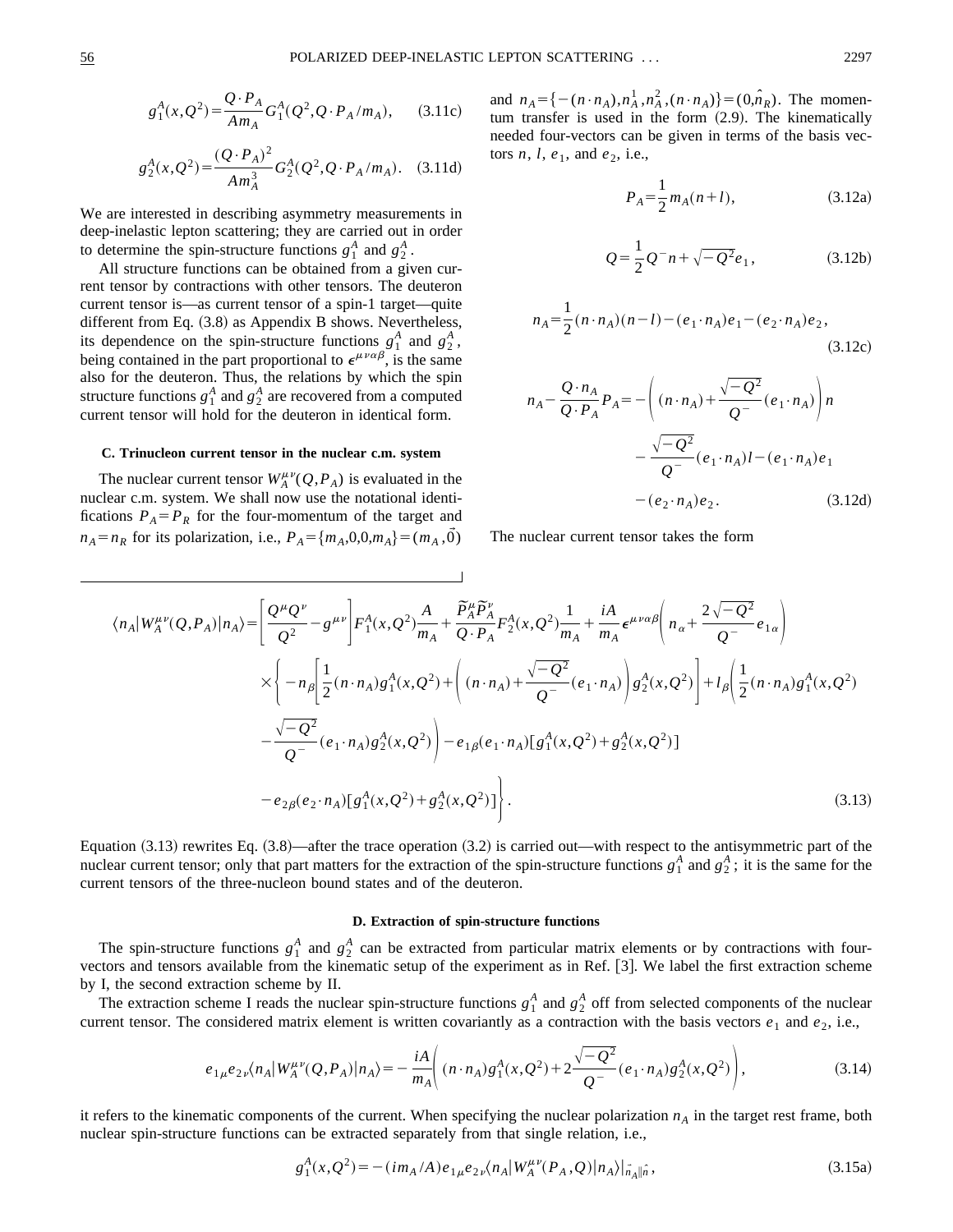$$g_1^A(x,Q^2)=\frac{Q\cdot P_A}{Am_A}G_1^A(Q^2,Q\cdot P_A/m_A), \qquad (3.11c)$$

$$g_2^A(x,Q^2)=\frac{(Q\cdot P_A)^2}{Am_A^3}G_2^A(Q^2,Q\cdot P_A/m_A). \qquad (3.11d)$$

We are interested in describing asymmetry measurements in deep-inelastic lepton scattering; they are carried out in order to determine the spin-structure functions $g_1^A$ and $g_2^A$.

All structure functions can be obtained from a given current tensor by contractions with other tensors. The deuteron current tensor is—as current tensor of a spin-1 target—quite different from Eq. (3.8) as Appendix B shows. Nevertheless, its dependence on the spin-structure functions $g_1^A$ and $g_2^A$, being contained in the part proportional to $\epsilon^{\mu\nu\alpha\beta}$, is the same also for the deuteron. Thus, the relations by which the spin structure functions $g_1^A$ and $g_2^A$ are recovered from a computed current tensor will hold for the deuteron in identical form.

### C. Trinucleon current tensor in the nuclear c.m. system

The nuclear current tensor $W_A^{\mu\nu}(Q,P_A)$ is evaluated in the nuclear c.m. system. We shall now use the notational identifications $P_A=P_R$ for the four-momentum of the target and $n_A=n_R$ for its polarization, i.e., $P_A=\{m_A,0,0,m_A\}=(m_A,\vec{0})$ and $n_A=\{-(n\cdot n_A),n_A^1,n_A^2,(n\cdot n_A)\}=(0,\hat{n}_R)$. The momentum transfer is used in the form (2.9). The kinematically needed four-vectors can be given in terms of the basis vectors $n$, $l$, $e_1$, and $e_2$, i.e.,

$$P_A=\frac{1}{2}m_A(n+l), \qquad (3.12a)$$

$$Q=\frac{1}{2}Q^- n+\sqrt{-Q^2}e_1, \qquad (3.12b)$$

$$n_A=\frac{1}{2}(n\cdot n_A)(n-l)-(e_1\cdot n_A)e_1-(e_2\cdot n_A)e_2, \qquad (3.12c)$$

$$n_A-\frac{Q\cdot n_A}{Q\cdot P_A}P_A=-\left((n\cdot n_A)+\frac{\sqrt{-Q^2}}{Q^-}(e_1\cdot n_A)\right)n-\frac{\sqrt{-Q^2}}{Q^-}(e_1\cdot n_A)l-(e_1\cdot n_A)e_1-(e_2\cdot n_A)e_2. \qquad (3.12d)$$

The nuclear current tensor takes the form

$$\begin{aligned}\langle n_A|W_A^{\mu\nu}(Q,P_A)|n_A\rangle=&\left[\frac{Q^\mu Q^\nu}{Q^2}-g^{\mu\nu}\right]F_1^A(x,Q^2)\frac{A}{m_A}+\frac{\tilde{P}_A^\mu\tilde{P}_A^\nu}{Q\cdot P_A}F_2^A(x,Q^2)\frac{1}{m_A}+\frac{iA}{m_A}\epsilon^{\mu\nu\alpha\beta}\left(n_\alpha+\frac{2\sqrt{-Q^2}}{Q^-}e_{1\alpha}\right)\\&\times\Bigg\{-n_\beta\left[\frac{1}{2}(n\cdot n_A)g_1^A(x,Q^2)+\left((n\cdot n_A)+\frac{\sqrt{-Q^2}}{Q^-}(e_1\cdot n_A)\right)g_2^A(x,Q^2)\right]+l_\beta\left(\frac{1}{2}(n\cdot n_A)g_1^A(x,Q^2)\right.\\&\left.-\frac{\sqrt{-Q^2}}{Q^-}(e_1\cdot n_A)g_2^A(x,Q^2)\right)-e_{1\beta}(e_1\cdot n_A)[g_1^A(x,Q^2)+g_2^A(x,Q^2)]\\&-e_{2\beta}(e_2\cdot n_A)[g_1^A(x,Q^2)+g_2^A(x,Q^2)]\Bigg\}.\end{aligned} \qquad (3.13)$$

Equation (3.13) rewrites Eq. (3.8)—after the trace operation (3.2) is carried out—with respect to the antisymmetric part of the nuclear current tensor; only that part matters for the extraction of the spin-structure functions $g_1^A$ and $g_2^A$; it is the same for the current tensors of the three-nucleon bound states and of the deuteron.

### D. Extraction of spin-structure functions

The spin-structure functions $g_1^A$ and $g_2^A$ can be extracted from particular matrix elements or by contractions with four-vectors and tensors available from the kinematic setup of the experiment as in Ref. [3]. We label the first extraction scheme by I, the second extraction scheme by II.

The extraction scheme I reads the nuclear spin-structure functions $g_1^A$ and $g_2^A$ off from selected components of the nuclear current tensor. The considered matrix element is written covariantly as a contraction with the basis vectors $e_1$ and $e_2$, i.e.,

$$e_{1\mu}e_{2\nu}\langle n_A|W_A^{\mu\nu}(Q,P_A)|n_A\rangle=-\frac{iA}{m_A}\left((n\cdot n_A)g_1^A(x,Q^2)+2\frac{\sqrt{-Q^2}}{Q^-}(e_1\cdot n_A)g_2^A(x,Q^2)\right), \qquad (3.14)$$

it refers to the kinematic components of the current. When specifying the nuclear polarization $n_A$ in the target rest frame, both nuclear spin-structure functions can be extracted separately from that single relation, i.e.,

$$g_1^A(x,Q^2)=-(im_A/A)e_{1\mu}e_{2\nu}\langle n_A|W_A^{\mu\nu}(P_A,Q)|n_A\rangle|_{\hat{n}_A\|\hat{n}}, \qquad (3.15a)$$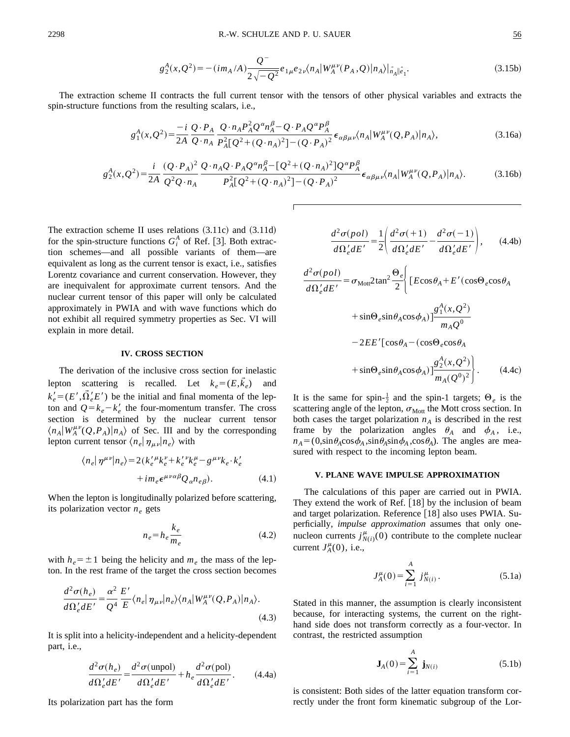$$g_2^A(x,Q^2) = -(im_A/A)\frac{Q^-}{2\sqrt{-Q^2}}e_{1\mu}e_{2\nu}\langle n_A|W_A^{\mu\nu}(P_A,Q)|n_A\rangle|_{\vec{n}_A\|\hat{e}_1}. \tag{3.15b}$$

The extraction scheme II contracts the full current tensor with the tensors of other physical variables and extracts the spin-structure functions from the resulting scalars, i.e.,

$$g_1^A(x,Q^2) = \frac{-i}{2A}\frac{Q\cdot P_A}{Q\cdot n_A}\frac{Q\cdot n_A P_A^2 Q^\alpha n_A^\beta - Q\cdot P_A Q^\alpha P_A^\beta}{P_A^2[Q^2+(Q\cdot n_A)^2]-(Q\cdot P_A)^2}\epsilon_{\alpha\beta\mu\nu}\langle n_A|W_A^{\mu\nu}(Q,P_A)|n_A\rangle, \tag{3.16a}$$

$$g_2^A(x,Q^2) = \frac{i}{2A}\frac{(Q\cdot P_A)^2}{Q^2 Q\cdot n_A}\frac{Q\cdot n_A Q\cdot P_A Q^\alpha n_A^\beta - [Q^2+(Q\cdot n_A)^2]Q^\alpha P_A^\beta}{P_A^2[Q^2+(Q\cdot n_A)^2]-(Q\cdot P_A)^2}\epsilon_{\alpha\beta\mu\nu}\langle n_A|W_A^{\mu\nu}(Q,P_A)|n_A\rangle. \tag{3.16b}$$

The extraction scheme II uses relations (3.11c) and (3.11d) for the spin-structure functions $G_i^A$ of Ref. [3]. Both extraction schemes—and all possible variants of them—are equivalent as long as the current tensor is exact, i.e., satisfies Lorentz covariance and current conservation. However, they are inequivalent for approximate current tensors. And the nuclear current tensor of this paper will only be calculated approximately in PWIA and with wave functions which do not exhibit all required symmetry properties as Sec. VI will explain in more detail.

## IV. CROSS SECTION

The derivation of the inclusive cross section for inelastic lepton scattering is recalled. Let $k_e=(E,\vec{k}_e)$ and $k_e'=(E',\vec{\Omega}_e'E')$ be the initial and final momenta of the lepton and $Q=k_e-k_e'$ the four-momentum transfer. The cross section is determined by the nuclear current tensor $\langle n_A|W_A^{\mu\nu}(Q,P_A)|n_A\rangle$ of Sec. III and by the corresponding lepton current tensor $\langle n_e|\eta_{\mu\nu}|n_e\rangle$ with

$$\langle n_e|\eta^{\mu\nu}|n_e\rangle = 2(k_e'^{\mu}k_e^{\nu}+k_e'^{\nu}k_e^{\mu}-g^{\mu\nu}k_e\cdot k_e' + im_e\epsilon^{\mu\nu\alpha\beta}Q_\alpha n_{e\beta}). \tag{4.1}$$

When the lepton is longitudinally polarized before scattering, its polarization vector $n_e$ gets

$$n_e = h_e\frac{k_e}{m_e} \tag{4.2}$$

with $h_e=\pm1$ being the helicity and $m_e$ the mass of the lepton. In the rest frame of the target the cross section becomes

$$\frac{d^2\sigma(h_e)}{d\Omega_e'dE'} = \frac{\alpha^2}{Q^4}\frac{E'}{E}\langle n_e|\eta_{\mu\nu}|n_e\rangle\langle n_A|W_A^{\mu\nu}(Q,P_A)|n_A\rangle. \tag{4.3}$$

It is split into a helicity-independent and a helicity-dependent part, i.e.,

$$\frac{d^2\sigma(h_e)}{d\Omega_e'dE'} = \frac{d^2\sigma(\text{unpol})}{d\Omega_e'dE'} + h_e\frac{d^2\sigma(\text{pol})}{d\Omega_e'dE'}. \tag{4.4a}$$

Its polarization part has the form

$$\frac{d^2\sigma(pol)}{d\Omega_e'dE'} = \frac{1}{2}\left(\frac{d^2\sigma(+1)}{d\Omega_e'dE'} - \frac{d^2\sigma(-1)}{d\Omega_e'dE'}\right), \tag{4.4b}$$

$$\begin{aligned}\frac{d^2\sigma(pol)}{d\Omega_e'dE'} = \sigma_{\text{Mott}}2\tan^2\frac{\Theta_e}{2}\Bigg\{&[E\cos\theta_A + E'(\cos\Theta_e\cos\theta_A \\ &+\sin\Theta_e\sin\theta_A\cos\phi_A)]\frac{g_1^A(x,Q^2)}{m_A Q^0} \\ &-2EE'[\cos\theta_A-(\cos\Theta_e\cos\theta_A \\ &+\sin\Theta_e\sin\theta_A\cos\phi_A)]\frac{g_2^A(x,Q^2)}{m_A(Q^0)^2}\Bigg\}. \end{aligned}\tag{4.4c}$$

It is the same for spin-$\frac{1}{2}$ and the spin-1 targets; $\Theta_e$ is the scattering angle of the lepton, $\sigma_{\text{Mott}}$ the Mott cross section. In both cases the target polarization $n_A$ is described in the rest frame by the polarization angles $\theta_A$ and $\phi_A$, i.e., $n_A=(0,\sin\theta_A\cos\phi_A,\sin\theta_A\sin\phi_A,\cos\theta_A)$. The angles are measured with respect to the incoming lepton beam.

## V. PLANE WAVE IMPULSE APPROXIMATION

The calculations of this paper are carried out in PWIA. They extend the work of Ref. [18] by the inclusion of beam and target polarization. Reference [18] also uses PWIA. Superficially, *impulse approximation* assumes that only one-nucleon currents $j_{N(i)}^\mu(0)$ contribute to the complete nuclear current $J_A^\mu(0)$, i.e.,

$$J_A^\mu(0) = \sum_{i=1}^{A} j_{N(i)}^\mu. \tag{5.1a}$$

Stated in this manner, the assumption is clearly inconsistent because, for interacting systems, the current on the right-hand side does not transform correctly as a four-vector. In contrast, the restricted assumption

$$\mathbf{J}_A(0) = \sum_{i=1}^{A}\mathbf{j}_{N(i)} \tag{5.1b}$$

is consistent: Both sides of the latter equation transform correctly under the front form kinematic subgroup of the Lor-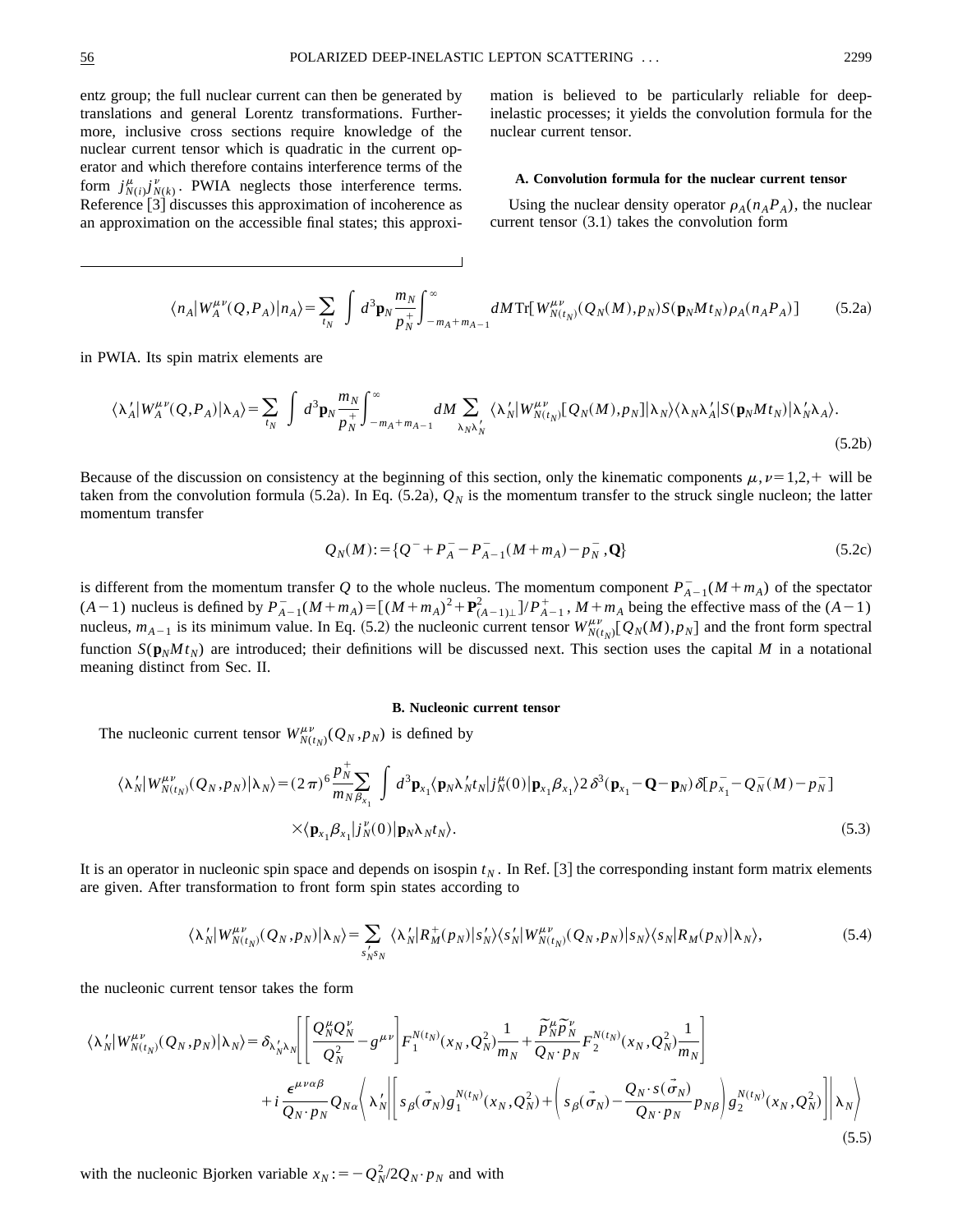entz group; the full nuclear current can then be generated by translations and general Lorentz transformations. Furthermore, inclusive cross sections require knowledge of the nuclear current tensor which is quadratic in the current operator and which therefore contains interference terms of the form $j^{\mu}_{N(i)} j^{\nu}_{N(k)}$. PWIA neglects those interference terms. Reference [3] discusses this approximation of incoherence as an approximation on the accessible final states; this approximation is believed to be particularly reliable for deep-inelastic processes; it yields the convolution formula for the nuclear current tensor.

### A. Convolution formula for the nuclear current tensor

Using the nuclear density operator $\rho_A(n_A P_A)$, the nuclear current tensor (3.1) takes the convolution form

$$\langle n_A | W_A^{\mu\nu}(Q,P_A) | n_A \rangle = \sum_{t_N} \int d^3\mathbf{p}_N \frac{m_N}{p_N^+} \int_{-m_A+m_{A-1}}^{\infty} dM \,\mathrm{Tr}[W^{\mu\nu}_{N(t_N)}(Q_N(M),p_N) S(\mathbf{p}_N M t_N) \rho_A(n_A P_A)] \tag{5.2a}$$

in PWIA. Its spin matrix elements are

$$\langle \lambda_A' | W_A^{\mu\nu}(Q,P_A) | \lambda_A \rangle = \sum_{t_N} \int d^3\mathbf{p}_N \frac{m_N}{p_N^+} \int_{-m_A+m_{A-1}}^{\infty} dM \sum_{\lambda_N \lambda_N'} \langle \lambda_N' | W^{\mu\nu}_{N(t_N)}[Q_N(M),p_N] | \lambda_N \rangle \langle \lambda_N \lambda_A' | S(\mathbf{p}_N M t_N) | \lambda_N' \lambda_A \rangle. \tag{5.2b}$$

Because of the discussion on consistency at the beginning of this section, only the kinematic components $\mu,\nu = 1,2,+$ will be taken from the convolution formula (5.2a). In Eq. (5.2a), $Q_N$ is the momentum transfer to the struck single nucleon; the latter momentum transfer

$$Q_N(M) := \{Q^- + P_A^- - P_{A-1}^-(M+m_A) - p_N^-, \mathbf{Q}\} \tag{5.2c}$$

is different from the momentum transfer $Q$ to the whole nucleus. The momentum component $P_{A-1}^-(M+m_A)$ of the spectator $(A-1)$ nucleus is defined by $P_{A-1}^-(M+m_A) = [(M+m_A)^2 + \mathbf{P}^2_{(A-1)\perp}]/P_{A-1}^+$, $M+m_A$ being the effective mass of the $(A-1)$ nucleus, $m_{A-1}$ is its minimum value. In Eq. (5.2) the nucleonic current tensor $W^{\mu\nu}_{N(t_N)}[Q_N(M),p_N]$ and the front form spectral function $S(\mathbf{p}_N M t_N)$ are introduced; their definitions will be discussed next. This section uses the capital $M$ in a notational meaning distinct from Sec. II.

### B. Nucleonic current tensor

The nucleonic current tensor $W^{\mu\nu}_{N(t_N)}(Q_N,p_N)$ is defined by

$$\langle \lambda_N' | W^{\mu\nu}_{N(t_N)}(Q_N,p_N) | \lambda_N \rangle = (2\pi)^6 \frac{p_N^+}{m_N} \sum_{\beta_{x_1}} \int d^3\mathbf{p}_{x_1} \langle \mathbf{p}_N \lambda_N' t_N | j_N^{\mu}(0) | \mathbf{p}_{x_1} \beta_{x_1} \rangle 2\delta^3(\mathbf{p}_{x_1} - \mathbf{Q} - \mathbf{p}_N) \delta[p_{x_1}^- - Q_N^-(M) - p_N^-]$$
$$\times \langle \mathbf{p}_{x_1} \beta_{x_1} | j_N^{\nu}(0) | \mathbf{p}_N \lambda_N t_N \rangle. \tag{5.3}$$

It is an operator in nucleonic spin space and depends on isospin $t_N$. In Ref. [3] the corresponding instant form matrix elements are given. After transformation to front form spin states according to

$$\langle \lambda_N' | W^{\mu\nu}_{N(t_N)}(Q_N,p_N) | \lambda_N \rangle = \sum_{s_N' s_N} \langle \lambda_N' | R_M^+(p_N) | s_N' \rangle \langle s_N' | W^{\mu\nu}_{N(t_N)}(Q_N,p_N) | s_N \rangle \langle s_N | R_M(p_N) | \lambda_N \rangle, \tag{5.4}$$

the nucleonic current tensor takes the form

$$\langle \lambda_N' | W^{\mu\nu}_{N(t_N)}(Q_N,p_N) | \lambda_N \rangle = \delta_{\lambda_N' \lambda_N} \left[ \left[ \frac{Q_N^{\mu} Q_N^{\nu}}{Q_N^2} - g^{\mu\nu} \right] F_1^{N(t_N)}(x_N,Q_N^2) \frac{1}{m_N} + \frac{\tilde{p}_N^{\mu} \tilde{p}_N^{\nu}}{Q_N \cdot p_N} F_2^{N(t_N)}(x_N,Q_N^2) \frac{1}{m_N} \right]$$
$$+ i \frac{\epsilon^{\mu\nu\alpha\beta}}{Q_N \cdot p_N} Q_{N\alpha} \left\langle \lambda_N' \left| \left[ s_\beta(\vec{\sigma}_N) g_1^{N(t_N)}(x_N,Q_N^2) + \left( s_\beta(\vec{\sigma}_N) - \frac{Q_N \cdot s(\vec{\sigma}_N)}{Q_N \cdot p_N} p_{N\beta} \right) g_2^{N(t_N)}(x_N,Q_N^2) \right] \right| \lambda_N \right\rangle \tag{5.5}$$

with the nucleonic Bjorken variable $x_N := -Q_N^2 / 2Q_N \cdot p_N$ and with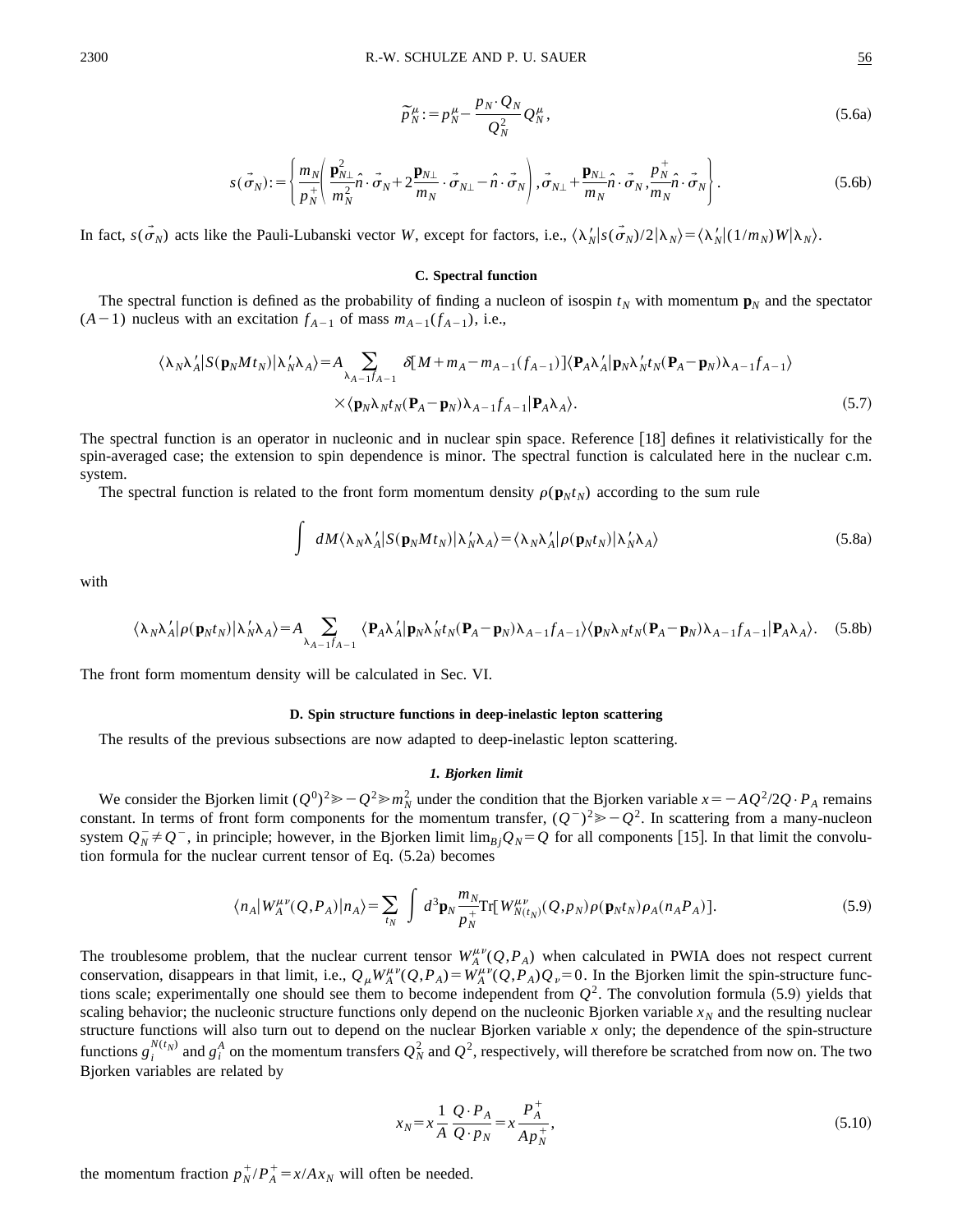$$\widetilde{p}_N^\mu := p_N^\mu - \frac{p_N \cdot Q_N}{Q_N^2} Q_N^\mu, \tag{5.6a}$$

$$s(\vec{\sigma}_N) := \left\{ \frac{m_N}{p_N^+} \left( \frac{\mathbf{p}_{N\perp}^2}{m_N^2} \hat{n} \cdot \vec{\sigma}_N + 2 \frac{\mathbf{p}_{N\perp}}{m_N} \cdot \vec{\sigma}_{N\perp} - \hat{n} \cdot \vec{\sigma}_N \right), \vec{\sigma}_{N\perp} + \frac{\mathbf{p}_{N\perp}}{m_N} \hat{n} \cdot \vec{\sigma}_N, \frac{p_N^+}{m_N} \hat{n} \cdot \vec{\sigma}_N \right\}. \tag{5.6b}$$

In fact, $s(\vec{\sigma}_N)$ acts like the Pauli-Lubanski vector $W$, except for factors, i.e., $\langle \lambda_N' | s(\vec{\sigma}_N)/2 | \lambda_N \rangle = \langle \lambda_N' | (1/m_N) W | \lambda_N \rangle$.

### C. Spectral function

The spectral function is defined as the probability of finding a nucleon of isospin $t_N$ with momentum $\mathbf{p}_N$ and the spectator $(A-1)$ nucleus with an excitation $f_{A-1}$ of mass $m_{A-1}(f_{A-1})$, i.e.,

$$\begin{aligned} \langle \lambda_N \lambda_A' | S(\mathbf{p}_N M t_N) | \lambda_N' \lambda_A \rangle = A \sum_{\lambda_{A-1} f_{A-1}} & \delta[M + m_A - m_{A-1}(f_{A-1})] \langle \mathbf{P}_A \lambda_A' | \mathbf{p}_N \lambda_N' t_N (\mathbf{P}_A - \mathbf{p}_N) \lambda_{A-1} f_{A-1} \rangle \\ & \times \langle \mathbf{p}_N \lambda_N t_N (\mathbf{P}_A - \mathbf{p}_N) \lambda_{A-1} f_{A-1} | \mathbf{P}_A \lambda_A \rangle. \end{aligned} \tag{5.7}$$

The spectral function is an operator in nucleonic and in nuclear spin space. Reference [18] defines it relativistically for the spin-averaged case; the extension to spin dependence is minor. The spectral function is calculated here in the nuclear c.m. system.

The spectral function is related to the front form momentum density $\rho(\mathbf{p}_N t_N)$ according to the sum rule

$$\int dM \langle \lambda_N \lambda_A' | S(\mathbf{p}_N M t_N) | \lambda_N' \lambda_A \rangle = \langle \lambda_N \lambda_A' | \rho(\mathbf{p}_N t_N) | \lambda_N' \lambda_A \rangle \tag{5.8a}$$

with

$$\langle \lambda_N \lambda_A' | \rho(\mathbf{p}_N t_N) | \lambda_N' \lambda_A \rangle = A \sum_{\lambda_{A-1} f_{A-1}} \langle \mathbf{P}_A \lambda_A' | \mathbf{p}_N \lambda_N' t_N (\mathbf{P}_A - \mathbf{p}_N) \lambda_{A-1} f_{A-1} \rangle \langle \mathbf{p}_N \lambda_N t_N (\mathbf{P}_A - \mathbf{p}_N) \lambda_{A-1} f_{A-1} | \mathbf{P}_A \lambda_A \rangle. \tag{5.8b}$$

The front form momentum density will be calculated in Sec. VI.

### D. Spin structure functions in deep-inelastic lepton scattering

The results of the previous subsections are now adapted to deep-inelastic lepton scattering.

#### 1. Bjorken limit

We consider the Bjorken limit $(Q^0)^2 \gg -Q^2 \gg m_N^2$ under the condition that the Bjorken variable $x = -AQ^2/2Q \cdot P_A$ remains constant. In terms of front form components for the momentum transfer, $(Q^-)^2 \gg -Q^2$. In scattering from a many-nucleon system $Q_N^- \neq Q^-$, in principle; however, in the Bjorken limit $\lim_{Bj} Q_N = Q$ for all components [15]. In that limit the convolution formula for the nuclear current tensor of Eq. (5.2a) becomes

$$\langle n_A | W_A^{\mu\nu}(Q, P_A) | n_A \rangle = \sum_{t_N} \int d^3\mathbf{p}_N \frac{m_N}{p_N^+} \mathrm{Tr}[W_{N(t_N)}^{\mu\nu}(Q, p_N) \rho(\mathbf{p}_N t_N) \rho_A(n_A P_A)]. \tag{5.9}$$

The troublesome problem, that the nuclear current tensor $W_A^{\mu\nu}(Q, P_A)$ when calculated in PWIA does not respect current conservation, disappears in that limit, i.e., $Q_\mu W_A^{\mu\nu}(Q, P_A) = W_A^{\mu\nu}(Q, P_A) Q_\nu = 0$. In the Bjorken limit the spin-structure functions scale; experimentally one should see them to become independent from $Q^2$. The convolution formula (5.9) yields that scaling behavior; the nucleonic structure functions only depend on the nucleonic Bjorken variable $x_N$ and the resulting nuclear structure functions will also turn out to depend on the nuclear Bjorken variable $x$ only; the dependence of the spin-structure functions $g_i^{N(t_N)}$ and $g_i^A$ on the momentum transfers $Q_N^2$ and $Q^2$, respectively, will therefore be scratched from now on. The two Bjorken variables are related by

$$x_N = x \frac{1}{A} \frac{Q \cdot P_A}{Q \cdot p_N} = x \frac{P_A^+}{A p_N^+}, \tag{5.10}$$

the momentum fraction $p_N^+/P_A^+ = x/Ax_N$ will often be needed.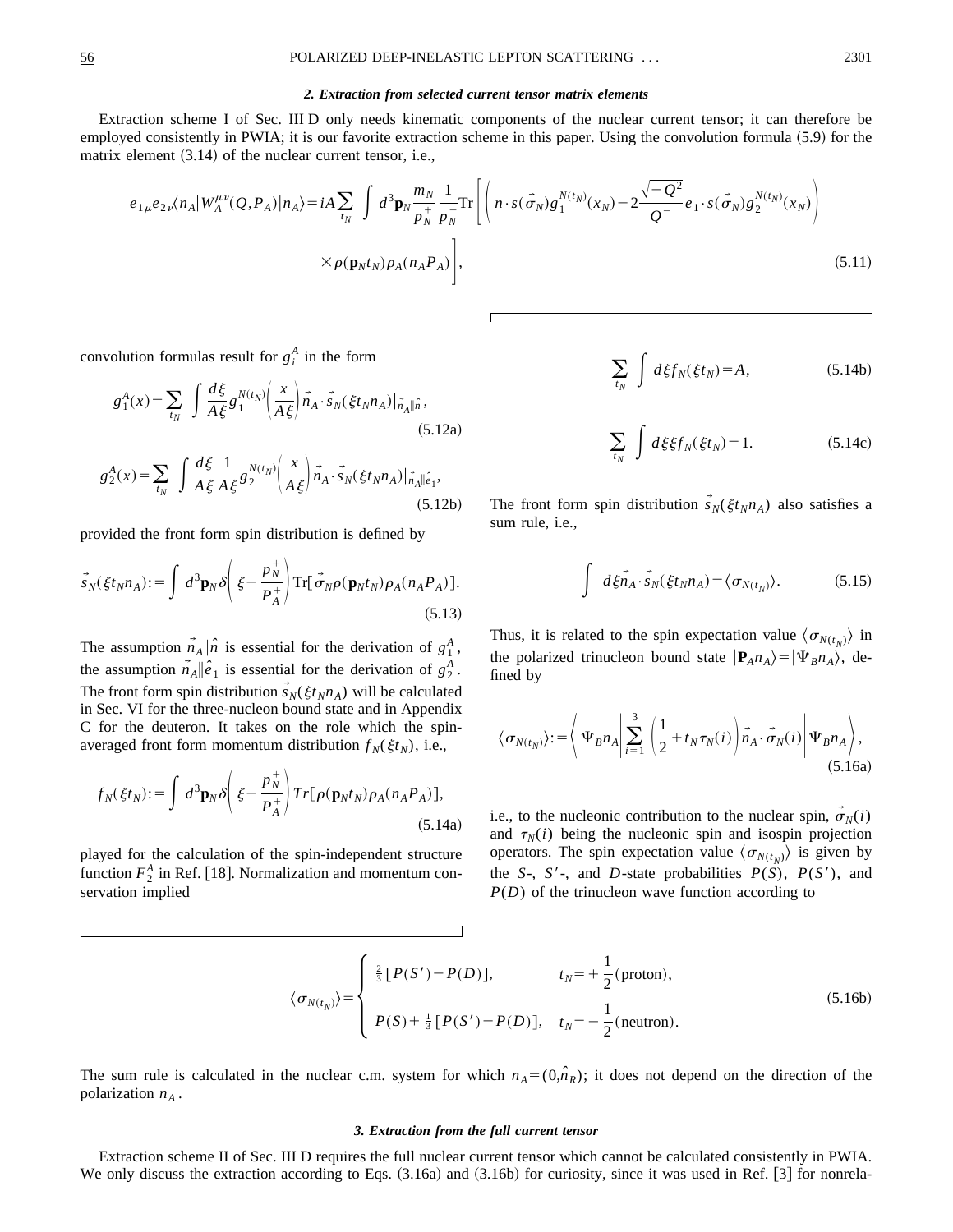### 2. Extraction from selected current tensor matrix elements

Extraction scheme I of Sec. III D only needs kinematic components of the nuclear current tensor; it can therefore be employed consistently in PWIA; it is our favorite extraction scheme in this paper. Using the convolution formula (5.9) for the matrix element (3.14) of the nuclear current tensor, i.e.,

$$e_{1\mu}e_{2\nu}\langle n_A|W_A^{\mu\nu}(Q,P_A)|n_A\rangle = iA\sum_{t_N}\int d^3\mathbf{p}_N \frac{m_N}{p_N^+}\frac{1}{p_N^+}\mathrm{Tr}\Bigg[\Bigg(n\cdot s(\vec{\sigma}_N)g_1^{N(t_N)}(x_N) - 2\frac{\sqrt{-Q^2}}{Q^-}e_1\cdot s(\vec{\sigma}_N)g_2^{N(t_N)}(x_N)\Bigg)\times\rho(\mathbf{p}_N t_N)\rho_A(n_A P_A)\Bigg], \tag{5.11}$$

convolution formulas result for $g_i^A$ in the form

$$g_1^A(x) = \sum_{t_N}\int \frac{d\xi}{A\xi} g_1^{N(t_N)}\left(\frac{x}{A\xi}\right)\vec{n}_A\cdot\vec{s}_N(\xi t_N n_A)\big|_{\vec{n}_A\|\hat{n}}, \tag{5.12a}$$

$$g_2^A(x) = \sum_{t_N}\int \frac{d\xi}{A\xi}\frac{1}{A\xi} g_2^{N(t_N)}\left(\frac{x}{A\xi}\right)\vec{n}_A\cdot\vec{s}_N(\xi t_N n_A)\big|_{\vec{n}_A\|\hat{e}_1}, \tag{5.12b}$$

provided the front form spin distribution is defined by

$$\vec{s}_N(\xi t_N n_A) := \int d^3\mathbf{p}_N \delta\left(\xi - \frac{p_N^+}{P_A^+}\right)\mathrm{Tr}[\vec{\sigma}_N \rho(\mathbf{p}_N t_N)\rho_A(n_A P_A)]. \tag{5.13}$$

The assumption $\vec{n}_A\|\hat{n}$ is essential for the derivation of $g_1^A$, the assumption $\vec{n}_A\|\hat{e}_1$ is essential for the derivation of $g_2^A$. The front form spin distribution $\vec{s}_N(\xi t_N n_A)$ will be calculated in Sec. VI for the three-nucleon bound state and in Appendix C for the deuteron. It takes on the role which the spin-averaged front form momentum distribution $f_N(\xi t_N)$, i.e.,

$$f_N(\xi t_N) := \int d^3\mathbf{p}_N \delta\left(\xi - \frac{p_N^+}{P_A^+}\right) Tr[\rho(\mathbf{p}_N t_N)\rho_A(n_A P_A)], \tag{5.14a}$$

played for the calculation of the spin-independent structure function $F_2^A$ in Ref. [18]. Normalization and momentum conservation implied

$$\sum_{t_N}\int d\xi f_N(\xi t_N) = A, \tag{5.14b}$$

$$\sum_{t_N}\int d\xi \xi f_N(\xi t_N) = 1. \tag{5.14c}$$

The front form spin distribution $\vec{s}_N(\xi t_N n_A)$ also satisfies a sum rule, i.e.,

$$\int d\xi \vec{n}_A\cdot\vec{s}_N(\xi t_N n_A) = \langle\sigma_{N(t_N)}\rangle. \tag{5.15}$$

Thus, it is related to the spin expectation value $\langle\sigma_{N(t_N)}\rangle$ in the polarized trinucleon bound state $|\mathbf{P}_A n_A\rangle = |\Psi_B n_A\rangle$, defined by

$$\langle\sigma_{N(t_N)}\rangle := \left\langle \Psi_B n_A \left| \sum_{i=1}^{3}\left(\frac{1}{2} + t_N\tau_N(i)\right)\vec{n}_A\cdot\vec{\sigma}_N(i)\right|\Psi_B n_A\right\rangle, \tag{5.16a}$$

i.e., to the nucleonic contribution to the nuclear spin, $\vec{\sigma}_N(i)$ and $\tau_N(i)$ being the nucleonic spin and isospin projection operators. The spin expectation value $\langle\sigma_{N(t_N)}\rangle$ is given by the $S$-, $S'$-, and $D$-state probabilities $P(S)$, $P(S')$, and $P(D)$ of the trinucleon wave function according to

$$\langle\sigma_{N(t_N)}\rangle = \begin{cases} \frac{2}{3}[P(S') - P(D)], & t_N = +\frac{1}{2}(\text{proton}), \\ P(S) + \frac{1}{3}[P(S') - P(D)], & t_N = -\frac{1}{2}(\text{neutron}). \end{cases} \tag{5.16b}$$

The sum rule is calculated in the nuclear c.m. system for which $n_A = (0,\hat{n}_R)$; it does not depend on the direction of the polarization $n_A$.

### 3. Extraction from the full current tensor

Extraction scheme II of Sec. III D requires the full nuclear current tensor which cannot be calculated consistently in PWIA. We only discuss the extraction according to Eqs. (3.16a) and (3.16b) for curiosity, since it was used in Ref. [3] for nonrela-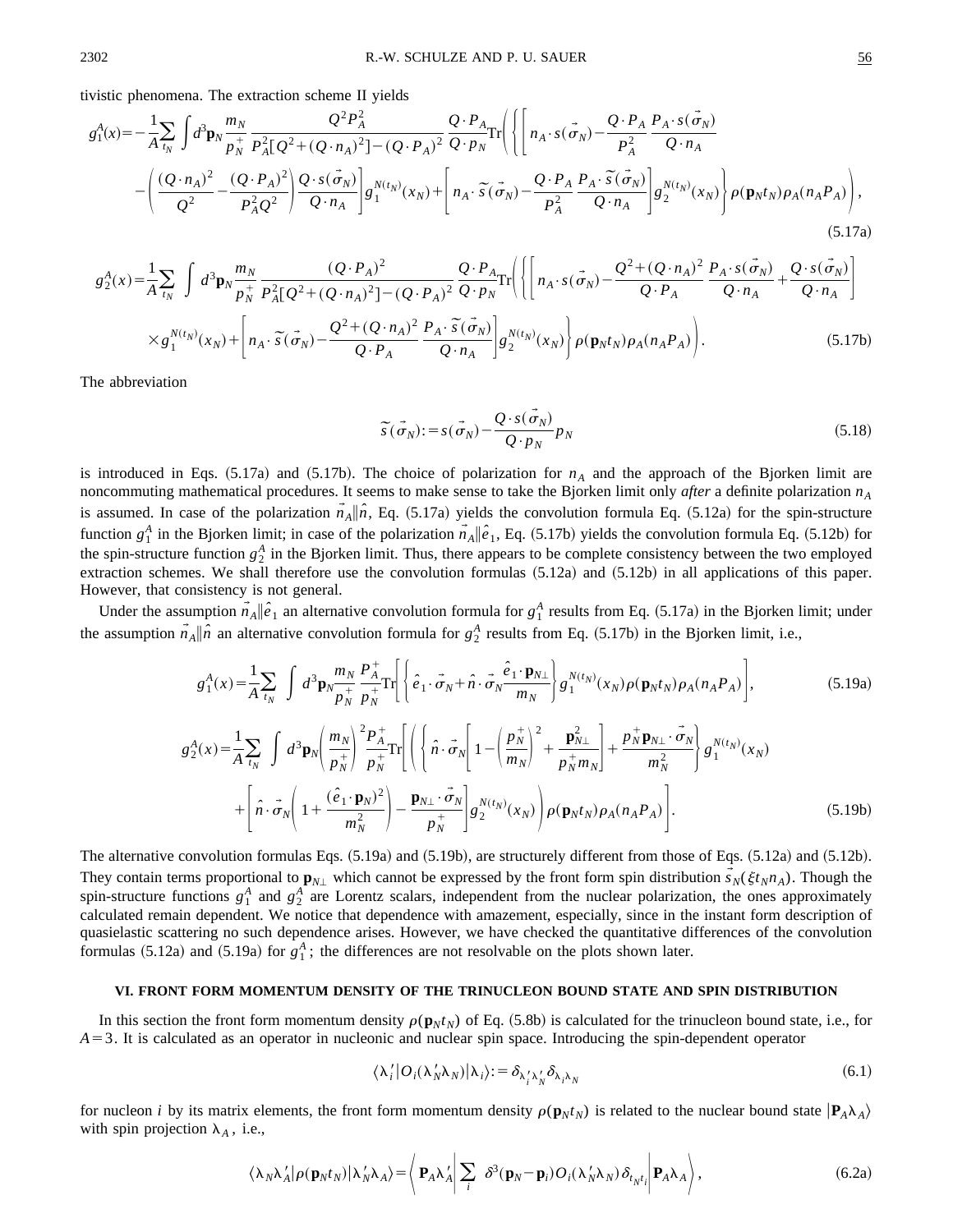tivistic phenomena. The extraction scheme II yields

$$
\begin{aligned}
g_1^A(x) = & -\frac{1}{A}\sum_{t_N} \int d^3\mathbf{p}_N \frac{m_N}{p_N^+} \frac{Q^2 P_A^2}{P_A^2[Q^2+(Q\cdot n_A)^2]-(Q\cdot P_A)^2} \frac{Q\cdot P_A}{Q\cdot p_N} \mathrm{Tr}\Bigg( \Bigg\{ \Bigg[ n_A \cdot s(\vec{\sigma}_N) - \frac{Q\cdot P_A}{P_A^2} \frac{P_A\cdot s(\vec{\sigma}_N)}{Q\cdot n_A} \\
& - \left( \frac{(Q\cdot n_A)^2}{Q^2} - \frac{(Q\cdot P_A)^2}{P_A^2 Q^2} \right) \frac{Q\cdot s(\vec{\sigma}_N)}{Q\cdot n_A} \Bigg] g_1^{N(t_N)}(x_N) + \left[ n_A \cdot \tilde{s}(\vec{\sigma}_N) - \frac{Q\cdot P_A}{P_A^2} \frac{P_A\cdot \tilde{s}(\vec{\sigma}_N)}{Q\cdot n_A} \right] g_2^{N(t_N)}(x_N) \Bigg\} \rho(\mathbf{p}_N t_N) \rho_A(n_A P_A) \Bigg),
\end{aligned}
\tag{5.17a}
$$

$$
\begin{aligned}
g_2^A(x) = & \frac{1}{A}\sum_{t_N} \int d^3\mathbf{p}_N \frac{m_N}{p_N^+} \frac{(Q\cdot P_A)^2}{P_A^2[Q^2+(Q\cdot n_A)^2]-(Q\cdot P_A)^2} \frac{Q\cdot P_A}{Q\cdot p_N} \mathrm{Tr}\Bigg( \Bigg\{ \Bigg[ n_A \cdot s(\vec{\sigma}_N) - \frac{Q^2+(Q\cdot n_A)^2}{Q\cdot P_A} \frac{P_A\cdot s(\vec{\sigma}_N)}{Q\cdot n_A} + \frac{Q\cdot s(\vec{\sigma}_N)}{Q\cdot n_A} \Bigg] \\
& \times g_1^{N(t_N)}(x_N) + \left[ n_A \cdot \tilde{s}(\vec{\sigma}_N) - \frac{Q^2+(Q\cdot n_A)^2}{Q\cdot P_A} \frac{P_A\cdot \tilde{s}(\vec{\sigma}_N)}{Q\cdot n_A} \right] g_2^{N(t_N)}(x_N) \Bigg\} \rho(\mathbf{p}_N t_N) \rho_A(n_A P_A) \Bigg).
\end{aligned}
\tag{5.17b}
$$

The abbreviation

$$
\tilde{s}(\vec{\sigma}_N) := s(\vec{\sigma}_N) - \frac{Q\cdot s(\vec{\sigma}_N)}{Q\cdot p_N} p_N
\tag{5.18}
$$

is introduced in Eqs. (5.17a) and (5.17b). The choice of polarization for $n_A$ and the approach of the Bjorken limit are noncommuting mathematical procedures. It seems to make sense to take the Bjorken limit only *after* a definite polarization $n_A$ is assumed. In case of the polarization $\vec{n}_A \| \hat{n}$, Eq. (5.17a) yields the convolution formula Eq. (5.12a) for the spin-structure function $g_1^A$ in the Bjorken limit; in case of the polarization $\vec{n}_A \| \hat{e}_1$, Eq. (5.17b) yields the convolution formula Eq. (5.12b) for the spin-structure function $g_2^A$ in the Bjorken limit. Thus, there appears to be complete consistency between the two employed extraction schemes. We shall therefore use the convolution formulas (5.12a) and (5.12b) in all applications of this paper. However, that consistency is not general.

Under the assumption $\vec{n}_A \| \hat{e}_1$ an alternative convolution formula for $g_1^A$ results from Eq. (5.17a) in the Bjorken limit; under the assumption $\vec{n}_A \| \hat{n}$ an alternative convolution formula for $g_2^A$ results from Eq. (5.17b) in the Bjorken limit, i.e.,

$$
g_1^A(x) = \frac{1}{A}\sum_{t_N} \int d^3\mathbf{p}_N \frac{m_N}{p_N^+} \frac{P_A^+}{p_N^+} \mathrm{Tr}\left[ \left\{ \hat{e}_1 \cdot \vec{\sigma}_N + \hat{n}\cdot\vec{\sigma}_N \frac{\hat{e}_1\cdot \mathbf{p}_{N\perp}}{m_N} \right\} g_1^{N(t_N)}(x_N) \rho(\mathbf{p}_N t_N) \rho_A(n_A P_A) \right],
\tag{5.19a}
$$

$$
\begin{aligned}
g_2^A(x) = & \frac{1}{A}\sum_{t_N} \int d^3\mathbf{p}_N \left( \frac{m_N}{p_N^+} \right)^2 \frac{P_A^+}{p_N^+} \mathrm{Tr}\Bigg[ \Bigg( \Bigg\{ \hat{n}\cdot\vec{\sigma}_N \left[ 1 - \left( \frac{p_N^+}{m_N} \right)^2 + \frac{\mathbf{p}_{N\perp}^2}{p_N^+ m_N} \right] + \frac{p_N^+ \mathbf{p}_{N\perp}\cdot\vec{\sigma}_N}{m_N^2} \Bigg\} g_1^{N(t_N)}(x_N) \\
& + \left[ \hat{n}\cdot\vec{\sigma}_N \left( 1 + \frac{(\hat{e}_1\cdot\mathbf{p}_N)^2}{m_N^2} \right) - \frac{\mathbf{p}_{N\perp}\cdot\vec{\sigma}_N}{p_N^+} \right] g_2^{N(t_N)}(x_N) \Bigg) \rho(\mathbf{p}_N t_N) \rho_A(n_A P_A) \Bigg].
\end{aligned}
\tag{5.19b}
$$

The alternative convolution formulas Eqs. (5.19a) and (5.19b), are structurely different from those of Eqs. (5.12a) and (5.12b). They contain terms proportional to $\mathbf{p}_{N\perp}$ which cannot be expressed by the front form spin distribution $\vec{s}_N(\xi t_N n_A)$. Though the spin-structure functions $g_1^A$ and $g_2^A$ are Lorentz scalars, independent from the nuclear polarization, the ones approximately calculated remain dependent. We notice that dependence with amazement, especially, since in the instant form description of quasielastic scattering no such dependence arises. However, we have checked the quantitative differences of the convolution formulas (5.12a) and (5.19a) for $g_1^A$; the differences are not resolvable on the plots shown later.

## VI. FRONT FORM MOMENTUM DENSITY OF THE TRINUCLEON BOUND STATE AND SPIN DISTRIBUTION

In this section the front form momentum density $\rho(\mathbf{p}_N t_N)$ of Eq. (5.8b) is calculated for the trinucleon bound state, i.e., for $A=3$. It is calculated as an operator in nucleonic and nuclear spin space. Introducing the spin-dependent operator

$$
\langle \lambda_i' | O_i(\lambda_N' \lambda_N) | \lambda_i \rangle := \delta_{\lambda_i' \lambda_N'} \delta_{\lambda_i \lambda_N}
\tag{6.1}
$$

for nucleon $i$ by its matrix elements, the front form momentum density $\rho(\mathbf{p}_N t_N)$ is related to the nuclear bound state $|\mathbf{P}_A \lambda_A\rangle$ with spin projection $\lambda_A$, i.e.,

$$
\langle \lambda_N \lambda_A' | \rho(\mathbf{p}_N t_N) | \lambda_N' \lambda_A \rangle = \left\langle \mathbf{P}_A \lambda_A' \left| \sum_i \delta^3(\mathbf{p}_N - \mathbf{p}_i) O_i(\lambda_N' \lambda_N) \delta_{t_N t_i} \right| \mathbf{P}_A \lambda_A \right\rangle,
\tag{6.2a}
$$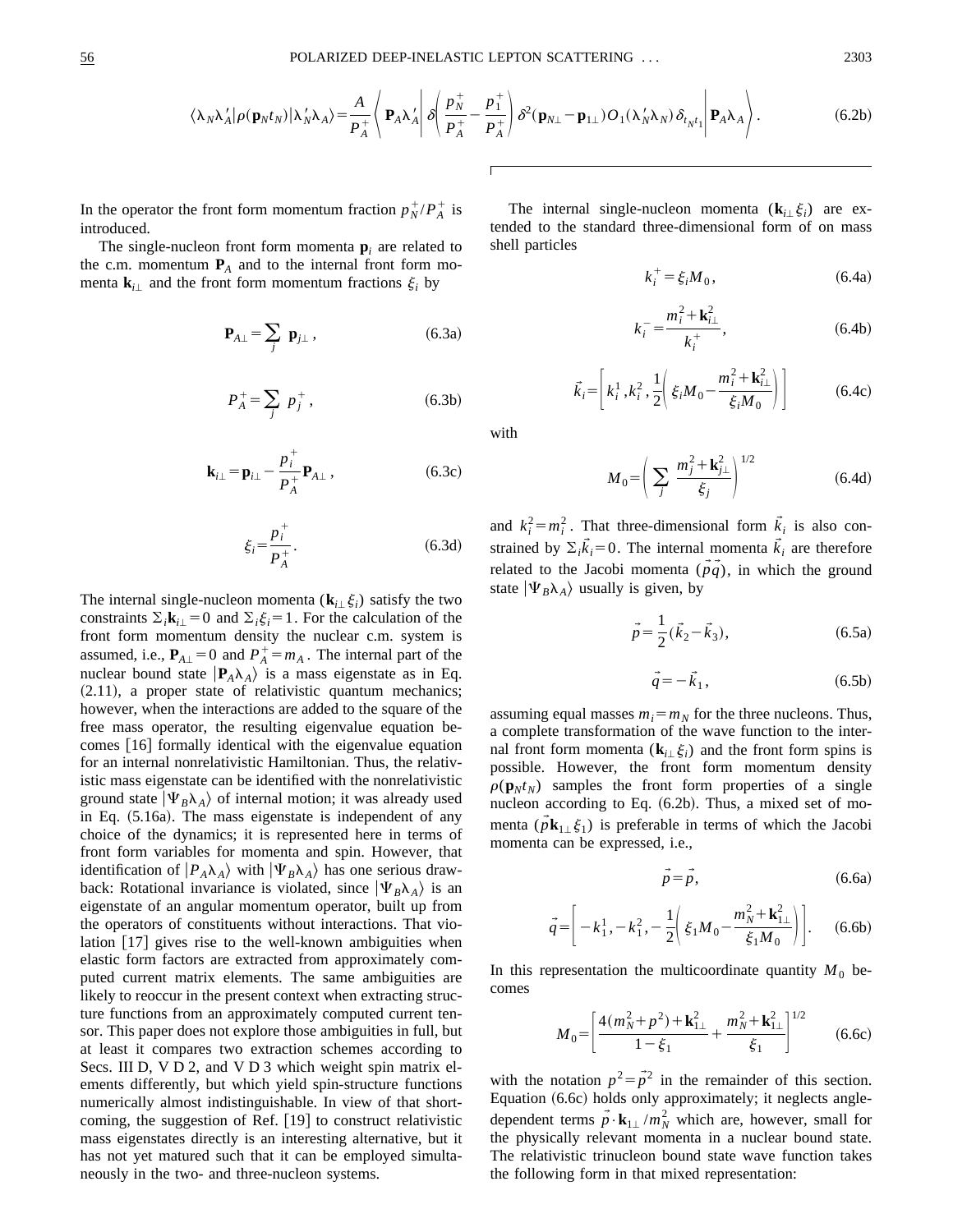$$\langle\lambda_N\lambda_A'|\rho(\mathbf{p}_N t_N)|\lambda_N'\lambda_A\rangle=\frac{A}{P_A^+}\left\langle \mathbf{P}_A\lambda_A'\left|\delta\left(\frac{p_N^+}{P_A^+}-\frac{p_1^+}{P_A^+}\right)\delta^2(\mathbf{p}_{N\perp}-\mathbf{p}_{1\perp})O_1(\lambda_N'\lambda_N)\delta_{t_Nt_1}\right|\mathbf{P}_A\lambda_A\right\rangle. \tag{6.2b}$$

In the operator the front form momentum fraction $p_N^+/P_A^+$ is introduced.

The single-nucleon front form momenta $\mathbf{p}_i$ are related to the c.m. momentum $\mathbf{P}_A$ and to the internal front form momenta $\mathbf{k}_{i\perp}$ and the front form momentum fractions $\xi_i$ by

$$\mathbf{P}_{A\perp}=\sum_j \mathbf{p}_{j\perp}, \tag{6.3a}$$

$$P_A^+=\sum_j p_j^+, \tag{6.3b}$$

$$\mathbf{k}_{i\perp}=\mathbf{p}_{i\perp}-\frac{p_i^+}{P_A^+}\mathbf{P}_{A\perp}, \tag{6.3c}$$

$$\xi_i=\frac{p_i^+}{P_A^+}. \tag{6.3d}$$

The internal single-nucleon momenta $(\mathbf{k}_{i\perp}\xi_i)$ satisfy the two constraints $\Sigma_i\mathbf{k}_{i\perp}=0$ and $\Sigma_i\xi_i=1$. For the calculation of the front form momentum density the nuclear c.m. system is assumed, i.e., $\mathbf{P}_{A\perp}=0$ and $P_A^+=m_A$. The internal part of the nuclear bound state $|\mathbf{P}_A\lambda_A\rangle$ is a mass eigenstate as in Eq. (2.11), a proper state of relativistic quantum mechanics; however, when the interactions are added to the square of the free mass operator, the resulting eigenvalue equation becomes [16] formally identical with the eigenvalue equation for an internal nonrelativistic Hamiltonian. Thus, the relativistic mass eigenstate can be identified with the nonrelativistic ground state $|\Psi_B\lambda_A\rangle$ of internal motion; it was already used in Eq. (5.16a). The mass eigenstate is independent of any choice of the dynamics; it is represented here in terms of front form variables for momenta and spin. However, that identification of $|P_A\lambda_A\rangle$ with $|\Psi_B\lambda_A\rangle$ has one serious drawback: Rotational invariance is violated, since $|\Psi_B\lambda_A\rangle$ is an eigenstate of an angular momentum operator, built up from the operators of constituents without interactions. That violation [17] gives rise to the well-known ambiguities when elastic form factors are extracted from approximately computed current matrix elements. The same ambiguities are likely to reoccur in the present context when extracting structure functions from an approximately computed current tensor. This paper does not explore those ambiguities in full, but at least it compares two extraction schemes according to Secs. III D, V D 2, and V D 3 which weight spin matrix elements differently, but which yield spin-structure functions numerically almost indistinguishable. In view of that shortcoming, the suggestion of Ref. [19] to construct relativistic mass eigenstates directly is an interesting alternative, but it has not yet matured such that it can be employed simultaneously in the two- and three-nucleon systems.

The internal single-nucleon momenta $(\mathbf{k}_{i\perp}\xi_i)$ are extended to the standard three-dimensional form of on mass shell particles

$$k_i^+=\xi_i M_0, \tag{6.4a}$$

$$k_i^-=\frac{m_i^2+\mathbf{k}_{i\perp}^2}{k_i^+}, \tag{6.4b}$$

$$\vec{k}_i=\left[k_i^1,k_i^2,\frac{1}{2}\left(\xi_i M_0-\frac{m_i^2+\mathbf{k}_{i\perp}^2}{\xi_i M_0}\right)\right] \tag{6.4c}$$

with

$$M_0=\left(\sum_j \frac{m_j^2+\mathbf{k}_{j\perp}^2}{\xi_j}\right)^{1/2} \tag{6.4d}$$

and $k_i^2=m_i^2$. That three-dimensional form $\vec{k}_i$ is also constrained by $\Sigma_i\vec{k}_i=0$. The internal momenta $\vec{k}_i$ are therefore related to the Jacobi momenta $(\vec{p}\vec{q})$, in which the ground state $|\Psi_B\lambda_A\rangle$ usually is given, by

$$\vec{p}=\frac{1}{2}(\vec{k}_2-\vec{k}_3), \tag{6.5a}$$

$$\vec{q}=-\vec{k}_1, \tag{6.5b}$$

assuming equal masses $m_i=m_N$ for the three nucleons. Thus, a complete transformation of the wave function to the internal front form momenta $(\mathbf{k}_{i\perp}\xi_i)$ and the front form spins is possible. However, the front form momentum density $\rho(\mathbf{p}_N t_N)$ samples the front form properties of a single nucleon according to Eq. (6.2b). Thus, a mixed set of momenta $(\vec{p}\mathbf{k}_{1\perp}\xi_1)$ is preferable in terms of which the Jacobi momenta can be expressed, i.e.,

$$\vec{p}=\vec{p}, \tag{6.6a}$$

$$\vec{q}=\left[-k_1^1,-k_1^2,-\frac{1}{2}\left(\xi_1 M_0-\frac{m_N^2+\mathbf{k}_{1\perp}^2}{\xi_1 M_0}\right)\right]. \tag{6.6b}$$

In this representation the multicoordinate quantity $M_0$ becomes

$$M_0=\left[\frac{4(m_N^2+p^2)+\mathbf{k}_{1\perp}^2}{1-\xi_1}+\frac{m_N^2+\mathbf{k}_{1\perp}^2}{\xi_1}\right]^{1/2} \tag{6.6c}$$

with the notation $p^2=\vec{p}^2$ in the remainder of this section. Equation (6.6c) holds only approximately; it neglects angle-dependent terms $\vec{p}\cdot\mathbf{k}_{1\perp}/m_N^2$ which are, however, small for the physically relevant momenta in a nuclear bound state. The relativistic trinucleon bound state wave function takes the following form in that mixed representation: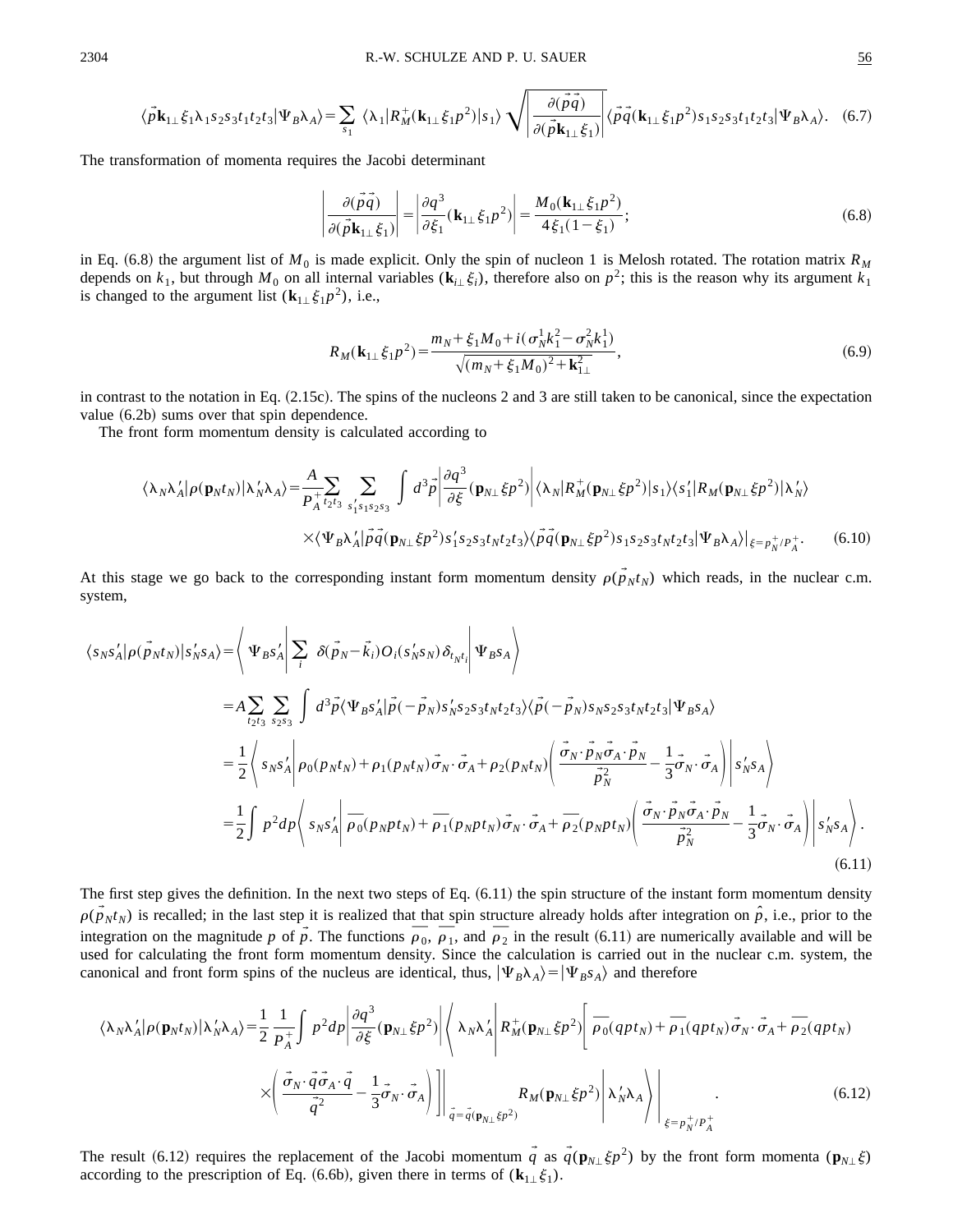$$\langle \vec{p}\mathbf{k}_{1\perp}\xi_1\lambda_1 s_2 s_3 t_1 t_2 t_3|\Psi_B\lambda_A\rangle = \sum_{s_1}\langle\lambda_1|R_M^+(\mathbf{k}_{1\perp}\xi_1 p^2)|s_1\rangle\sqrt{\left|\frac{\partial(\vec{p}\vec{q})}{\partial(\vec{p}\mathbf{k}_{1\perp}\xi_1)}\right|}\langle\vec{p}\vec{q}(\mathbf{k}_{1\perp}\xi_1 p^2)s_1 s_2 s_3 t_1 t_2 t_3|\Psi_B\lambda_A\rangle. \quad (6.7)$$

The transformation of momenta requires the Jacobi determinant

$$\left|\frac{\partial(\vec{p}\vec{q})}{\partial(\vec{p}\mathbf{k}_{1\perp}\xi_1)}\right| = \left|\frac{\partial q^3}{\partial\xi_1}(\mathbf{k}_{1\perp}\xi_1 p^2)\right| = \frac{M_0(\mathbf{k}_{1\perp}\xi_1 p^2)}{4\xi_1(1-\xi_1)}; \quad (6.8)$$

in Eq. (6.8) the argument list of $M_0$ is made explicit. Only the spin of nucleon 1 is Melosh rotated. The rotation matrix $R_M$ depends on $k_1$, but through $M_0$ on all internal variables $(\mathbf{k}_{i\perp}\xi_i)$, therefore also on $p^2$; this is the reason why its argument $k_1$ is changed to the argument list $(\mathbf{k}_{1\perp}\xi_1 p^2)$, i.e.,

$$R_M(\mathbf{k}_{1\perp}\xi_1 p^2) = \frac{m_N + \xi_1 M_0 + i(\sigma_N^1 k_1^2 - \sigma_N^2 k_1^1)}{\sqrt{(m_N+\xi_1 M_0)^2 + \mathbf{k}_{1\perp}^2}}, \quad (6.9)$$

in contrast to the notation in Eq. (2.15c). The spins of the nucleons 2 and 3 are still taken to be canonical, since the expectation value (6.2b) sums over that spin dependence.

The front form momentum density is calculated according to

$$\langle\lambda_N\lambda_A'|\rho(\mathbf{p}_N t_N)|\lambda_N'\lambda_A\rangle = \frac{A}{P_A^+}\sum_{t_2 t_3}\sum_{s_1' s_1 s_2 s_3}\int d^3\vec{p}\left|\frac{\partial q^3}{\partial\xi}(\mathbf{p}_{N\perp}\xi p^2)\right|\langle\lambda_N|R_M^+(\mathbf{p}_{N\perp}\xi p^2)|s_1\rangle\langle s_1'|R_M(\mathbf{p}_{N\perp}\xi p^2)|\lambda_N'\rangle$$
$$\times\langle\Psi_B\lambda_A'|\vec{p}\vec{q}(\mathbf{p}_{N\perp}\xi p^2)s_1' s_2 s_3 t_N t_2 t_3\rangle\langle\vec{p}\vec{q}(\mathbf{p}_{N\perp}\xi p^2)s_1 s_2 s_3 t_N t_2 t_3|\Psi_B\lambda_A\rangle|_{\xi=p_N^+/P_A^+}. \quad (6.10)$$

At this stage we go back to the corresponding instant form momentum density $\rho(\vec{p}_N t_N)$ which reads, in the nuclear c.m. system,

$$\begin{aligned}
\langle s_N s_A'|\rho(\vec{p}_N t_N)|s_N' s_A\rangle &= \left\langle\Psi_B s_A'\left|\sum_i\delta(\vec{p}_N-\vec{k}_i)O_i(s_N' s_N)\delta_{t_N t_i}\right|\Psi_B s_A\right\rangle\\
&= A\sum_{t_2 t_3}\sum_{s_2 s_3}\int d^3\vec{p}\langle\Psi_B s_A'|\vec{p}(-\vec{p}_N)s_N' s_2 s_3 t_N t_2 t_3\rangle\langle\vec{p}(-\vec{p}_N)s_N s_2 s_3 t_N t_2 t_3|\Psi_B s_A\rangle\\
&= \frac{1}{2}\left\langle s_N s_A'\left|\rho_0(p_N t_N)+\rho_1(p_N t_N)\vec{\sigma}_N\cdot\vec{\sigma}_A+\rho_2(p_N t_N)\left(\frac{\vec{\sigma}_N\cdot\vec{p}_N\vec{\sigma}_A\cdot\vec{p}_N}{\vec{p}_N^2}-\frac{1}{3}\vec{\sigma}_N\cdot\vec{\sigma}_A\right)\right|s_N' s_A\right\rangle\\
&= \frac{1}{2}\int p^2 dp\left\langle s_N s_A'\left|\overline{\rho_0}(p_N p t_N)+\overline{\rho_1}(p_N p t_N)\vec{\sigma}_N\cdot\vec{\sigma}_A+\overline{\rho_2}(p_N p t_N)\left(\frac{\vec{\sigma}_N\cdot\vec{p}_N\vec{\sigma}_A\cdot\vec{p}_N}{\vec{p}_N^2}-\frac{1}{3}\vec{\sigma}_N\cdot\vec{\sigma}_A\right)\right|s_N' s_A\right\rangle.
\end{aligned} \quad (6.11)$$

The first step gives the definition. In the next two steps of Eq. (6.11) the spin structure of the instant form momentum density $\rho(\vec{p}_N t_N)$ is recalled; in the last step it is realized that that spin structure already holds after integration on $\hat{p}$, i.e., prior to the integration on the magnitude $p$ of $\vec{p}$. The functions $\overline{\rho_0}$, $\overline{\rho_1}$, and $\overline{\rho_2}$ in the result (6.11) are numerically available and will be used for calculating the front form momentum density. Since the calculation is carried out in the nuclear c.m. system, the canonical and front form spins of the nucleus are identical, thus, $|\Psi_B\lambda_A\rangle = |\Psi_B s_A\rangle$ and therefore

$$\langle\lambda_N\lambda_A'|\rho(\mathbf{p}_N t_N)|\lambda_N'\lambda_A\rangle = \frac{1}{2}\frac{1}{P_A^+}\int p^2 dp\left|\frac{\partial q^3}{\partial\xi}(\mathbf{p}_{N\perp}\xi p^2)\right|\left\langle\lambda_N\lambda_A'\left|R_M^+(\mathbf{p}_{N\perp}\xi p^2)\left[\overline{\rho_0}(qpt_N)+\overline{\rho_1}(qpt_N)\vec{\sigma}_N\cdot\vec{\sigma}_A+\overline{\rho_2}(qpt_N)\right.\right.\right.$$
$$\left.\left.\left.\times\left(\frac{\vec{\sigma}_N\cdot\vec{q}\vec{\sigma}_A\cdot\vec{q}}{\vec{q}^2}-\frac{1}{3}\vec{\sigma}_N\cdot\vec{\sigma}_A\right)\right]\right|_{\vec{q}=\vec{q}(\mathbf{p}_{N\perp}\xi p^2)}R_M(\mathbf{p}_{N\perp}\xi p^2)\left|\lambda_N'\lambda_A\right\rangle\right|_{\xi=p_N^+/P_A^+}. \quad (6.12)$$

The result (6.12) requires the replacement of the Jacobi momentum $\vec{q}$ as $\vec{q}(\mathbf{p}_{N\perp}\xi p^2)$ by the front form momenta $(\mathbf{p}_{N\perp}\xi)$ according to the prescription of Eq. (6.6b), given there in terms of $(\mathbf{k}_{1\perp}\xi_1)$.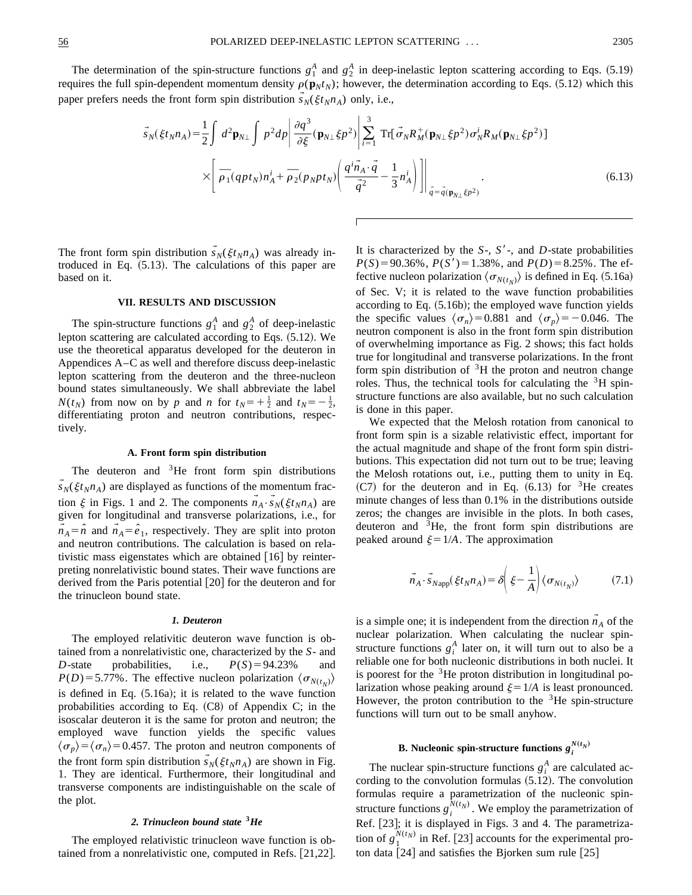The determination of the spin-structure functions $g_1^A$ and $g_2^A$ in deep-inelastic lepton scattering according to Eqs. (5.19) requires the full spin-dependent momentum density $\rho(\mathbf{p}_N t_N)$; however, the determination according to Eqs. (5.12) which this paper prefers needs the front form spin distribution $\vec{s}_N(\xi t_N n_A)$ only, i.e.,

$$\vec{s}_N(\xi t_N n_A) = \frac{1}{2}\int d^2\mathbf{p}_{N\perp}\int p^2 dp \left|\frac{\partial q^3}{\partial \xi}(\mathbf{p}_{N\perp}\xi p^2)\right| \sum_{i=1}^{3} \mathrm{Tr}[\vec{\sigma}_N R_M^+(\mathbf{p}_{N\perp}\xi p^2)\sigma_N^i R_M(\mathbf{p}_{N\perp}\xi p^2)]$$
$$\times\left[\overline{\rho_1}(qpt_N)n_A^i + \overline{\rho_2}(p_N p t_N)\left(\frac{q^i \vec{n}_A\cdot\vec{q}}{\vec{q}^2} - \frac{1}{3}n_A^i\right)\right]\Bigg|_{\vec{q}=\vec{q}(\mathbf{p}_{N\perp}\xi p^2)}. \tag{6.13}$$

The front form spin distribution $\vec{s}_N(\xi t_N n_A)$ was already introduced in Eq. (5.13). The calculations of this paper are based on it.

## VII. RESULTS AND DISCUSSION

The spin-structure functions $g_1^A$ and $g_2^A$ of deep-inelastic lepton scattering are calculated according to Eqs. (5.12). We use the theoretical apparatus developed for the deuteron in Appendices A–C as well and therefore discuss deep-inelastic lepton scattering from the deuteron and the three-nucleon bound states simultaneously. We shall abbreviate the label $N(t_N)$ from now on by $p$ and $n$ for $t_N=+\frac{1}{2}$ and $t_N=-\frac{1}{2}$, differentiating proton and neutron contributions, respectively.

### A. Front form spin distribution

The deuteron and $^3$He front form spin distributions $\vec{s}_N(\xi t_N n_A)$ are displayed as functions of the momentum fraction $\xi$ in Figs. 1 and 2. The components $\vec{n}_A\cdot\vec{s}_N(\xi t_N n_A)$ are given for longitudinal and transverse polarizations, i.e., for $\vec{n}_A=\hat{n}$ and $\vec{n}_A=\hat{e}_1$, respectively. They are split into proton and neutron contributions. The calculation is based on relativistic mass eigenstates which are obtained [16] by reinterpreting nonrelativistic bound states. Their wave functions are derived from the Paris potential [20] for the deuteron and for the trinucleon bound state.

#### *1. Deuteron*

The employed relativitic deuteron wave function is obtained from a nonrelativistic one, characterized by the $S$- and $D$-state probabilities, i.e., $P(S)=94.23\%$ and $P(D)=5.77\%$. The effective nucleon polarization $\langle\sigma_{N(t_N)}\rangle$ is defined in Eq. (5.16a); it is related to the wave function probabilities according to Eq. (C8) of Appendix C; in the isoscalar deuteron it is the same for proton and neutron; the employed wave function yields the specific values $\langle\sigma_p\rangle=\langle\sigma_n\rangle=0.457$. The proton and neutron components of the front form spin distribution $\vec{s}_N(\xi t_N n_A)$ are shown in Fig. 1. They are identical. Furthermore, their longitudinal and transverse components are indistinguishable on the scale of the plot.

#### *2. Trinucleon bound state $^3$He*

The employed relativistic trinucleon wave function is obtained from a nonrelativistic one, computed in Refs. [21,22]. It is characterized by the $S$-, $S'$-, and $D$-state probabilities $P(S)=90.36\%$, $P(S')=1.38\%$, and $P(D)=8.25\%$. The effective nucleon polarization $\langle\sigma_{N(t_N)}\rangle$ is defined in Eq. (5.16a) of Sec. V; it is related to the wave function probabilities according to Eq. (5.16b); the employed wave function yields the specific values $\langle\sigma_n\rangle=0.881$ and $\langle\sigma_p\rangle=-0.046$. The neutron component is also in the front form spin distribution of overwhelming importance as Fig. 2 shows; this fact holds true for longitudinal and transverse polarizations. In the front form spin distribution of $^3$H the proton and neutron change roles. Thus, the technical tools for calculating the $^3$H spin-structure functions are also available, but no such calculation is done in this paper.

We expected that the Melosh rotation from canonical to front form spin is a sizable relativistic effect, important for the actual magnitude and shape of the front form spin distributions. This expectation did not turn out to be true; leaving the Melosh rotations out, i.e., putting them to unity in Eq. (C7) for the deuteron and in Eq. (6.13) for $^3$He creates minute changes of less than 0.1% in the distributions outside zeros; the changes are invisible in the plots. In both cases, deuteron and $^3$He, the front form spin distributions are peaked around $\xi=1/A$. The approximation

$$\vec{n}_A\cdot\vec{s}_{N\mathrm{app}}(\xi t_N n_A)=\delta\left(\xi-\frac{1}{A}\right)\langle\sigma_{N(t_N)}\rangle \tag{7.1}$$

is a simple one; it is independent from the direction $\vec{n}_A$ of the nuclear polarization. When calculating the nuclear spin-structure functions $g_i^A$ later on, it will turn out to also be a reliable one for both nucleonic distributions in both nuclei. It is poorest for the $^3$He proton distribution in longitudinal polarization whose peaking around $\xi=1/A$ is least pronounced. However, the proton contribution to the $^3$He spin-structure functions will turn out to be small anyhow.

### B. Nucleonic spin-structure functions $g_i^{N(t_N)}$

The nuclear spin-structure functions $g_i^A$ are calculated according to the convolution formulas (5.12). The convolution formulas require a parametrization of the nucleonic spin-structure functions $g_i^{N(t_N)}$. We employ the parametrization of Ref. [23]; it is displayed in Figs. 3 and 4. The parametrization of $g_1^{N(t_N)}$ in Ref. [23] accounts for the experimental proton data [24] and satisfies the Bjorken sum rule [25]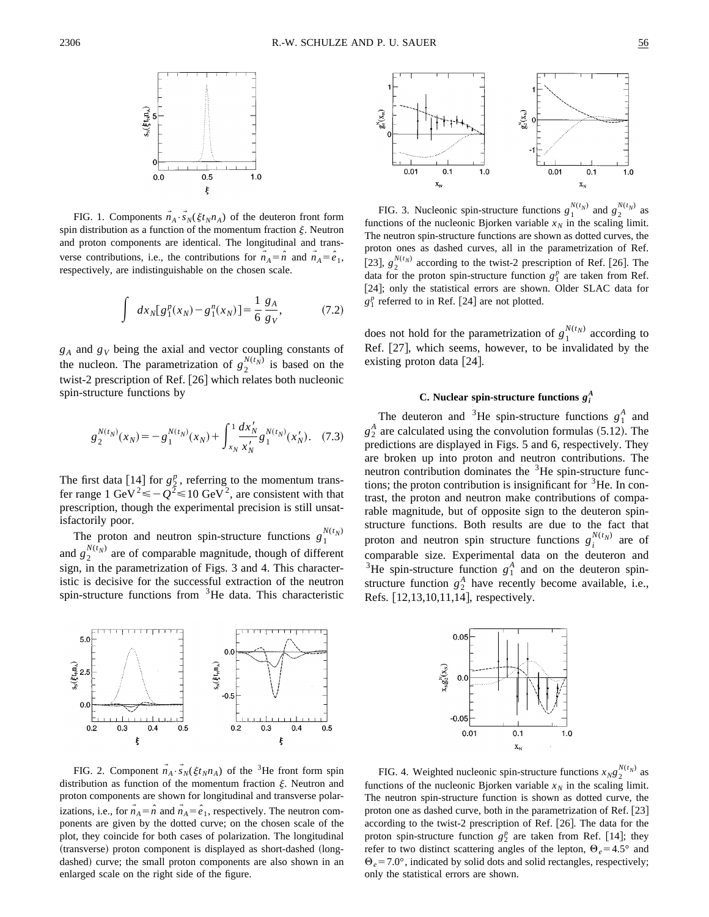FIG. 1. Components $\vec{n}_A \cdot \vec{s}_N(\xi t_N n_A)$ of the deuteron front form spin distribution as a function of the momentum fraction $\xi$. Neutron and proton components are identical. The longitudinal and transverse contributions, i.e., the contributions for $\vec{n}_A = \hat{n}$ and $\vec{n}_A = \hat{e}_1$, respectively, are indistinguishable on the chosen scale.

$$\int dx_N [g_1^p(x_N) - g_1^n(x_N)] = \frac{1}{6}\frac{g_A}{g_V}, \quad (7.2)$$

$g_A$ and $g_V$ being the axial and vector coupling constants of the nucleon. The parametrization of $g_2^{N(t_N)}$ is based on the twist-2 prescription of Ref. [26] which relates both nucleonic spin-structure functions by

$$g_2^{N(t_N)}(x_N) = -g_1^{N(t_N)}(x_N) + \int_{x_N}^1 \frac{dx'_N}{x'_N} g_1^{N(t_N)}(x'_N). \quad (7.3)$$

The first data [14] for $g_2^p$, referring to the momentum transfer range 1 GeV$^2 \leqslant -Q^2 \leqslant 10$ GeV$^2$, are consistent with that prescription, though the experimental precision is still unsatisfactorily poor.

The proton and neutron spin-structure functions $g_1^{N(t_N)}$ and $g_2^{N(t_N)}$ are of comparable magnitude, though of different sign, in the parametrization of Figs. 3 and 4. This characteristic is decisive for the successful extraction of the neutron spin-structure functions from $^3$He data. This characteristic does not hold for the parametrization of $g_1^{N(t_N)}$ according to Ref. [27], which seems, however, to be invalidated by the existing proton data [24].

FIG. 3. Nucleonic spin-structure functions $g_1^{N(t_N)}$ and $g_2^{N(t_N)}$ as functions of the nucleonic Bjorken variable $x_N$ in the scaling limit. The neutron spin-structure functions are shown as dotted curves, the proton ones as dashed curves, all in the parametrization of Ref. [23], $g_2^{N(t_N)}$ according to the twist-2 prescription of Ref. [26]. The data for the proton spin-structure function $g_1^p$ are taken from Ref. [24]; only the statistical errors are shown. Older SLAC data for $g_1^p$ referred to in Ref. [24] are not plotted.

### C. Nuclear spin-structure functions $g_i^A$

The deuteron and $^3$He spin-structure functions $g_1^A$ and $g_2^A$ are calculated using the convolution formulas (5.12). The predictions are displayed in Figs. 5 and 6, respectively. They are broken up into proton and neutron contributions. The neutron contribution dominates the $^3$He spin-structure functions; the proton contribution is insignificant for $^3$He. In contrast, the proton and neutron make contributions of comparable magnitude, but of opposite sign to the deuteron spin-structure functions. Both results are due to the fact that proton and neutron spin structure functions $g_i^{N(t_N)}$ are of comparable size. Experimental data on the deuteron and $^3$He spin-structure function $g_1^A$ and on the deuteron spin-structure function $g_2^A$ have recently become available, i.e., Refs. [12,13,10,11,14], respectively.

FIG. 2. Component $\vec{n}_A \cdot \vec{s}_N(\xi t_N n_A)$ of the $^3$He front form spin distribution as function of the momentum fraction $\xi$. Neutron and proton components are shown for longitudinal and transverse polarizations, i.e., for $\vec{n}_A = \hat{n}$ and $\vec{n}_A = \hat{e}_1$, respectively. The neutron components are given by the dotted curve; on the chosen scale of the plot, they coincide for both cases of polarization. The longitudinal (transverse) proton component is displayed as short-dashed (long-dashed) curve; the small proton components are also shown in an enlarged scale on the right side of the figure.

FIG. 4. Weighted nucleonic spin-structure functions $x_N g_2^{N(t_N)}$ as functions of the nucleonic Bjorken variable $x_N$ in the scaling limit. The neutron spin-structure function is shown as dotted curve, the proton one as dashed curve, both in the parametrization of Ref. [23] according to the twist-2 prescription of Ref. [26]. The data for the proton spin-structure function $g_2^p$ are taken from Ref. [14]; they refer to two distinct scattering angles of the lepton, $\Theta_e = 4.5°$ and $\Theta_e = 7.0°$, indicated by solid dots and solid rectangles, respectively; only the statistical errors are shown.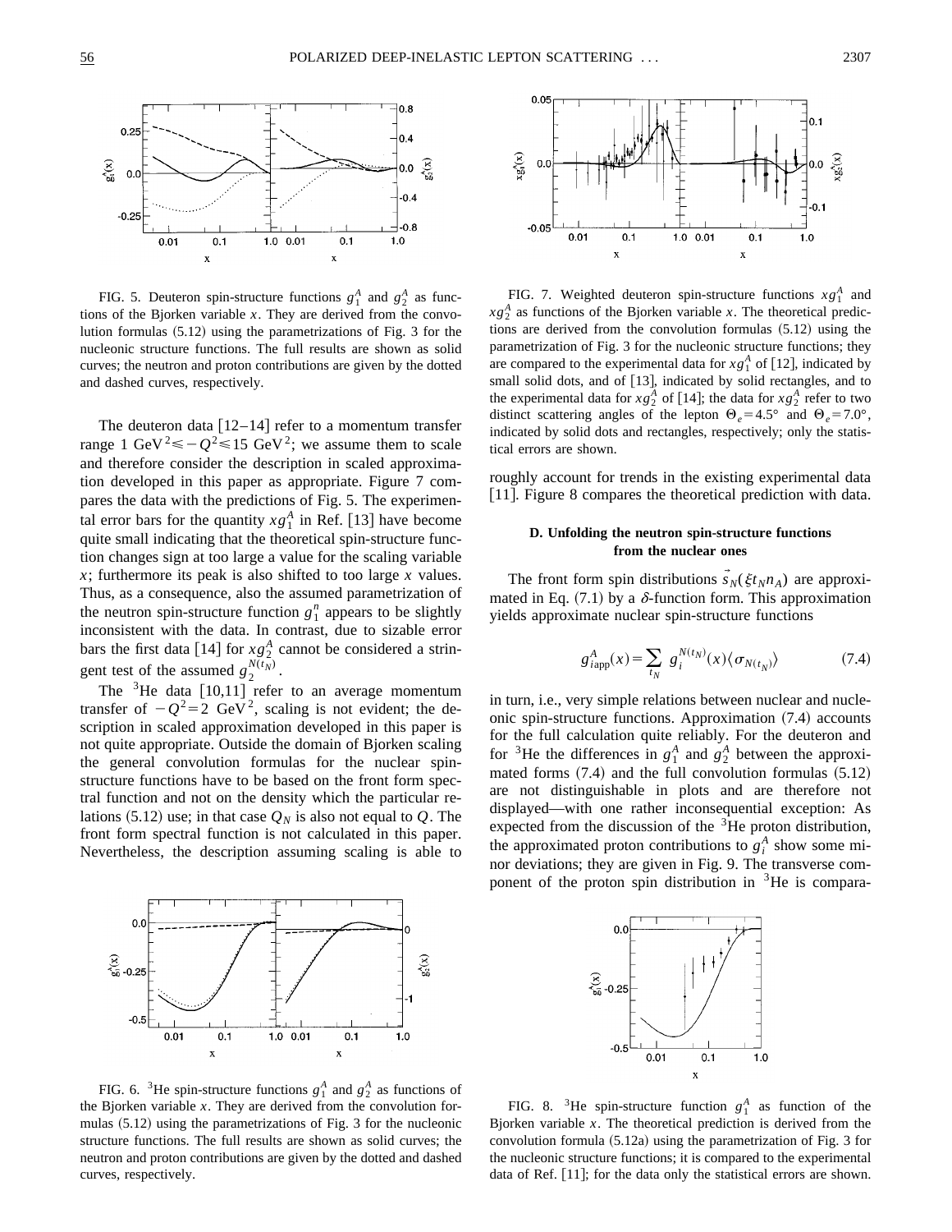0.25
0.0
-0.25
$g_1^A(x)$
0.01 0.1 1.0 0.01 0.1 1.0
x x
0.8
0.4
0.0
-0.4
-0.8
$g_2^A(x)$

FIG. 5. Deuteron spin-structure functions $g_1^A$ and $g_2^A$ as functions of the Bjorken variable $x$. They are derived from the convolution formulas (5.12) using the parametrizations of Fig. 3 for the nucleonic structure functions. The full results are shown as solid curves; the neutron and proton contributions are given by the dotted and dashed curves, respectively.

0.05
0.0
-0.05
$xg_1^A(x)$
0.01 0.1 1.0 0.01 0.1 1.0
x x
0.1
0.0
-0.1
$xg_2^A(x)$

FIG. 7. Weighted deuteron spin-structure functions $xg_1^A$ and $xg_2^A$ as functions of the Bjorken variable $x$. The theoretical predictions are derived from the convolution formulas (5.12) using the parametrization of Fig. 3 for the nucleonic structure functions; they are compared to the experimental data for $xg_1^A$ of [12], indicated by small solid dots, and of [13], indicated by solid rectangles, and to the experimental data for $xg_2^A$ of [14]; the data for $xg_2^A$ refer to two distinct scattering angles of the lepton $\Theta_e = 4.5°$ and $\Theta_e = 7.0°$, indicated by solid dots and rectangles, respectively; only the statistical errors are shown.

The deuteron data [12–14] refer to a momentum transfer range 1 $\mathrm{GeV}^2 \leqslant -Q^2 \leqslant 15$ $\mathrm{GeV}^2$; we assume them to scale and therefore consider the description in scaled approximation developed in this paper as appropriate. Figure 7 compares the data with the predictions of Fig. 5. The experimental error bars for the quantity $xg_1^A$ in Ref. [13] have become quite small indicating that the theoretical spin-structure function changes sign at too large a value for the scaling variable $x$; furthermore its peak is also shifted to too large $x$ values. Thus, as a consequence, also the assumed parametrization of the neutron spin-structure function $g_1^n$ appears to be slightly inconsistent with the data. In contrast, due to sizable error bars the first data [14] for $xg_2^A$ cannot be considered a stringent test of the assumed $g_2^{N(t_N)}$.

The $^3$He data [10,11] refer to an average momentum transfer of $-Q^2 = 2$ $\mathrm{GeV}^2$, scaling is not evident; the description in scaled approximation developed in this paper is not quite appropriate. Outside the domain of Bjorken scaling the general convolution formulas for the nuclear spin-structure functions have to be based on the front form spectral function and not on the density which the particular relations (5.12) use; in that case $Q_N$ is also not equal to $Q$. The front form spectral function is not calculated in this paper. Nevertheless, the description assuming scaling is able to roughly account for trends in the existing experimental data [11]. Figure 8 compares the theoretical prediction with data.

### D. Unfolding the neutron spin-structure functions from the nuclear ones

The front form spin distributions $\vec{s}_N(\xi t_N n_A)$ are approximated in Eq. (7.1) by a $\delta$-function form. This approximation yields approximate nuclear spin-structure functions

$$g^A_{i\,\mathrm{app}}(x) = \sum_{t_N} g_i^{N(t_N)}(x) \langle \sigma_{N(t_N)} \rangle \tag{7.4}$$

in turn, i.e., very simple relations between nuclear and nucleonic spin-structure functions. Approximation (7.4) accounts for the full calculation quite reliably. For the deuteron and for $^3$He the differences in $g_1^A$ and $g_2^A$ between the approximated forms (7.4) and the full convolution formulas (5.12) are not distinguishable in plots and are therefore not displayed—with one rather inconsequential exception: As expected from the discussion of the $^3$He proton distribution, the approximated proton contributions to $g_i^A$ show some minor deviations; they are given in Fig. 9. The transverse component of the proton spin distribution in $^3$He is compara-

0.0
-0.25
-0.5
$g_1^A(x)$
0.01 0.1 1.0 0.01 0.1 1.0
x x
0
-1
$g_2^A(x)$

FIG. 6. $^3$He spin-structure functions $g_1^A$ and $g_2^A$ as functions of the Bjorken variable $x$. They are derived from the convolution formulas (5.12) using the parametrizations of Fig. 3 for the nucleonic structure functions. The full results are shown as solid curves; the neutron and proton contributions are given by the dotted and dashed curves, respectively.

0.0
-0.25
-0.5
$g_1^A(x)$
0.01 0.1 1.0
x

FIG. 8. $^3$He spin-structure function $g_1^A$ as function of the Bjorken variable $x$. The theoretical prediction is derived from the convolution formula (5.12a) using the parametrization of Fig. 3 for the nucleonic structure functions; it is compared to the experimental data of Ref. [11]; for the data only the statistical errors are shown.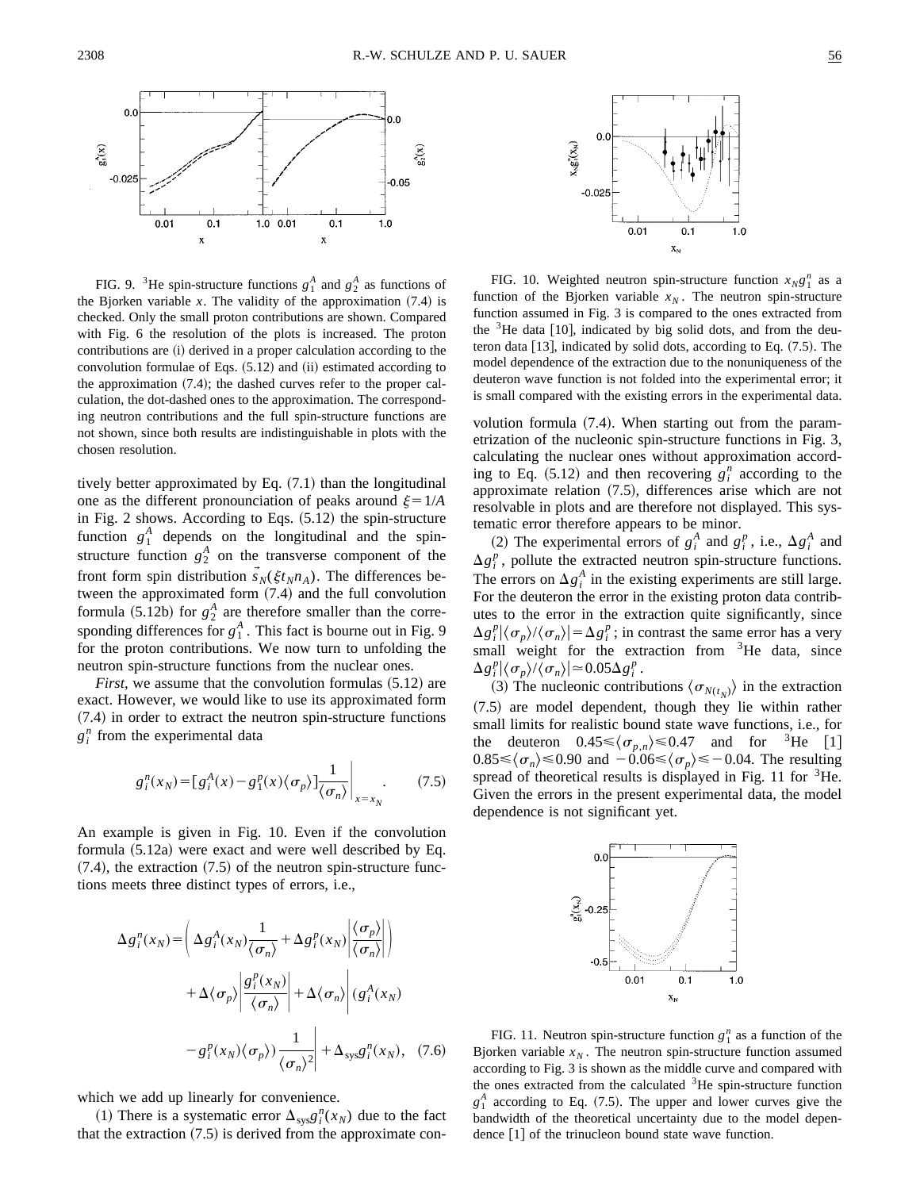0.0

-0.025

$g_1^A(x)$

0.01 0.1 1.0

x

0.0

-0.05

$g_2^A(x)$

0.01 0.1 1.0

x

FIG. 9. $^3$He spin-structure functions $g_1^A$ and $g_2^A$ as functions of the Bjorken variable $x$. The validity of the approximation (7.4) is checked. Only the small proton contributions are shown. Compared with Fig. 6 the resolution of the plots is increased. The proton contributions are (i) derived in a proper calculation according to the convolution formulae of Eqs. (5.12) and (ii) estimated according to the approximation (7.4); the dashed curves refer to the proper calculation, the dot-dashed ones to the approximation. The corresponding neutron contributions and the full spin-structure functions are not shown, since both results are indistinguishable in plots with the chosen resolution.

tively better approximated by Eq. (7.1) than the longitudinal one as the different pronounciation of peaks around $\xi = 1/A$ in Fig. 2 shows. According to Eqs. (5.12) the spin-structure function $g_1^A$ depends on the longitudinal and the spin-structure function $g_2^A$ on the transverse component of the front form spin distribution $\vec{s}_N(\xi t_N n_A)$. The differences between the approximated form (7.4) and the full convolution formula (5.12b) for $g_2^A$ are therefore smaller than the corresponding differences for $g_1^A$. This fact is bourne out in Fig. 9 for the proton contributions. We now turn to unfolding the neutron spin-structure functions from the nuclear ones.

*First*, we assume that the convolution formulas (5.12) are exact. However, we would like to use its approximated form (7.4) in order to extract the neutron spin-structure functions $g_i^n$ from the experimental data

$$g_i^n(x_N) = [g_i^A(x) - g_1^p(x)\langle\sigma_p\rangle]\frac{1}{\langle\sigma_n\rangle}\bigg|_{x=x_N}. \qquad (7.5)$$

An example is given in Fig. 10. Even if the convolution formula (5.12a) were exact and were well described by Eq. (7.4), the extraction (7.5) of the neutron spin-structure functions meets three distinct types of errors, i.e.,

$$\Delta g_i^n(x_N) = \left(\Delta g_i^A(x_N)\frac{1}{\langle\sigma_n\rangle} + \Delta g_i^p(x_N)\left|\frac{\langle\sigma_p\rangle}{\langle\sigma_n\rangle}\right|\right) + \Delta\langle\sigma_p\rangle\left|\frac{g_i^p(x_N)}{\langle\sigma_n\rangle}\right| + \Delta\langle\sigma_n\rangle\left|(g_i^A(x_N) - g_i^p(x_N)\langle\sigma_p\rangle)\frac{1}{\langle\sigma_n\rangle^2}\right| + \Delta_{\rm sys}g_i^n(x_N), \quad (7.6)$$

which we add up linearly for convenience.

(1) There is a systematic error $\Delta_{\rm sys}g_i^n(x_N)$ due to the fact that the extraction (7.5) is derived from the approximate con-

0.0

-0.025

$x_N g_1^n(x_N)$

0.01 0.1 1.0

$x_N$

FIG. 10. Weighted neutron spin-structure function $x_N g_1^n$ as a function of the Bjorken variable $x_N$. The neutron spin-structure function assumed in Fig. 3 is compared to the ones extracted from the $^3$He data [10], indicated by big solid dots, and from the deuteron data [13], indicated by solid dots, according to Eq. (7.5). The model dependence of the extraction due to the nonuniqueness of the deuteron wave function is not folded into the experimental error; it is small compared with the existing errors in the experimental data.

volution formula (7.4). When starting out from the parametrization of the nucleonic spin-structure functions in Fig. 3, calculating the nuclear ones without approximation according to Eq. (5.12) and then recovering $g_i^n$ according to the approximate relation (7.5), differences arise which are not resolvable in plots and are therefore not displayed. This systematic error therefore appears to be minor.

(2) The experimental errors of $g_i^A$ and $g_i^p$, i.e., $\Delta g_i^A$ and $\Delta g_i^p$, pollute the extracted neutron spin-structure functions. The errors on $\Delta g_i^A$ in the existing experiments are still large. For the deuteron the error in the existing proton data contributes to the error in the extraction quite significantly, since $\Delta g_i^p|\langle\sigma_p\rangle/\langle\sigma_n\rangle| = \Delta g_i^p$; in contrast the same error has a very small weight for the extraction from $^3$He data, since $\Delta g_i^p|\langle\sigma_p\rangle/\langle\sigma_n\rangle| \simeq 0.05\Delta g_i^p$.

(3) The nucleonic contributions $\langle\sigma_{N(t_N)}\rangle$ in the extraction (7.5) are model dependent, though they lie within rather small limits for realistic bound state wave functions, i.e., for the deuteron $0.45 \leqslant \langle\sigma_{p,n}\rangle \leqslant 0.47$ and for $^3$He [1] $0.85 \leqslant \langle\sigma_n\rangle \leqslant 0.90$ and $-0.06 \leqslant \langle\sigma_p\rangle \leqslant -0.04$. The resulting spread of theoretical results is displayed in Fig. 11 for $^3$He. Given the errors in the present experimental data, the model dependence is not significant yet.

0.0

-0.25

-0.5

$g_1^n(x_N)$

0.01 0.1 1.0

$x_N$

FIG. 11. Neutron spin-structure function $g_1^n$ as a function of the Bjorken variable $x_N$. The neutron spin-structure function assumed according to Fig. 3 is shown as the middle curve and compared with the ones extracted from the calculated $^3$He spin-structure function $g_1^A$ according to Eq. (7.5). The upper and lower curves give the bandwidth of the theoretical uncertainty due to the model dependence [1] of the trinucleon bound state wave function.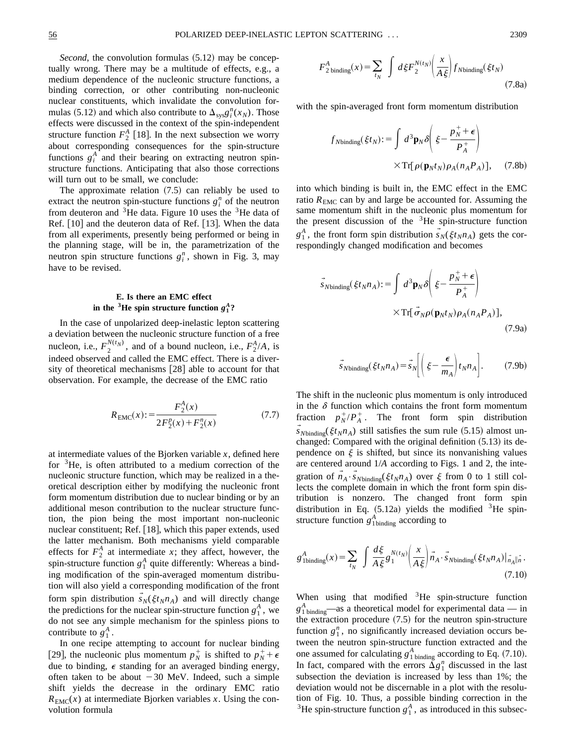*Second*, the convolution formulas (5.12) may be conceptually wrong. There may be a multitude of effects, e.g., a medium dependence of the nucleonic structure functions, a binding correction, or other contributing non-nucleonic nuclear constituents, which invalidate the convolution formulas (5.12) and which also contribute to $\Delta_{\rm sys} g_i^n(x_N)$. Those effects were discussed in the context of the spin-independent structure function $F_2^A$ [18]. In the next subsection we worry about corresponding consequences for the spin-structure functions $g_i^A$ and their bearing on extracting neutron spin-structure functions. Anticipating that also those corrections will turn out to be small, we conclude:

The approximate relation (7.5) can reliably be used to extract the neutron spin-stucture functions $g_i^n$ of the neutron from deuteron and $^3$He data. Figure 10 uses the $^3$He data of Ref. [10] and the deuteron data of Ref. [13]. When the data from all experiments, presently being performed or being in the planning stage, will be in, the parametrization of the neutron spin structure functions $g_i^n$, shown in Fig. 3, may have to be revised.

### E. Is there an EMC effect in the $^3$He spin structure function $g_1^A$?

In the case of unpolarized deep-inelastic lepton scattering a deviation between the nucleonic structure function of a free nucleon, i.e., $F_2^{N(t_N)}$, and of a bound nucleon, i.e., $F_2^A/A$, is indeed observed and called the EMC effect. There is a diversity of theoretical mechanisms [28] able to account for that observation. For example, the decrease of the EMC ratio

$$R_{\rm EMC}(x) := \frac{F_2^A(x)}{2F_2^p(x)+F_2^n(x)} \tag{7.7}$$

at intermediate values of the Bjorken variable $x$, defined here for $^3$He, is often attributed to a medium correction of the nucleonic structure function, which may be realized in a theoretical description either by modifying the nucleonic front form momentum distribution due to nuclear binding or by an additional meson contribution to the nuclear structure function, the pion being the most important non-nucleonic nuclear constituent; Ref. [18], which this paper extends, used the latter mechanism. Both mechanisms yield comparable effects for $F_2^A$ at intermediate $x$; they affect, however, the spin-structure function $g_1^A$ quite differently: Whereas a binding modification of the spin-averaged momentum distribution will also yield a corresponding modification of the front form spin distribution $\vec{s}_N(\xi t_N n_A)$ and will directly change the predictions for the nuclear spin-structure function $g_1^A$, we do not see any simple mechanism for the spinless pions to contribute to $g_1^A$.

In one recipe attempting to account for nuclear binding [29], the nucleonic plus momentum $p_N^+$ is shifted to $p_N^+ + \epsilon$ due to binding, $\epsilon$ standing for an averaged binding energy, often taken to be about $-30$ MeV. Indeed, such a simple shift yields the decrease in the ordinary EMC ratio $R_{\rm EMC}(x)$ at intermediate Bjorken variables $x$. Using the convolution formula

$$F_{2\,\rm binding}^A(x) = \sum_{t_N} \int d\xi F_2^{N(t_N)}\left(\frac{x}{A\xi}\right) f_{N\rm binding}(\xi t_N) \tag{7.8a}$$

with the spin-averaged front form momentum distribution

$$f_{N\rm binding}(\xi t_N) := \int d^3\mathbf{p}_N \delta\left(\xi - \frac{p_N^+ + \epsilon}{P_A^+}\right) \times {\rm Tr}[\rho(\mathbf{p}_N t_N)\rho_A(n_A P_A)], \tag{7.8b}$$

into which binding is built in, the EMC effect in the EMC ratio $R_{\rm EMC}$ can by and large be accounted for. Assuming the same momentum shift in the nucleonic plus momentum for the present discussion of the $^3$He spin-structure function $g_1^A$, the front form spin distribution $\vec{s}_N(\xi t_N n_A)$ gets the correspondingly changed modification and becomes

$$\vec{s}_{N\rm binding}(\xi t_N n_A) := \int d^3\mathbf{p}_N \delta\left(\xi - \frac{p_N^+ + \epsilon}{P_A^+}\right) \times {\rm Tr}[\vec{\sigma}_N \rho(\mathbf{p}_N t_N)\rho_A(n_A P_A)], \tag{7.9a}$$

$$\vec{s}_{N\rm binding}(\xi t_N n_A) = \vec{s}_N\left[\left(\xi - \frac{\epsilon}{m_A}\right) t_N n_A\right]. \tag{7.9b}$$

The shift in the nucleonic plus momentum is only introduced in the $\delta$ function which contains the front form momentum fraction $p_N^+/P_A^+$. The front form spin distribution $\vec{s}_{N\rm binding}(\xi t_N n_A)$ still satisfies the sum rule (5.15) almost unchanged: Compared with the original definition (5.13) its dependence on $\xi$ is shifted, but since its nonvanishing values are centered around $1/A$ according to Figs. 1 and 2, the integration of $\vec{n}_A \cdot \vec{s}_{N\rm binding}(\xi t_N n_A)$ over $\xi$ from 0 to 1 still collects the complete domain in which the front form spin distribution is nonzero. The changed front form spin distribution in Eq. (5.12a) yields the modified $^3$He spin-structure function $g_{1\rm binding}^A$ according to

$$g_{1\rm binding}^A(x) = \sum_{t_N} \int \frac{d\xi}{A\xi} g_1^{N(t_N)}\left(\frac{x}{A\xi}\right) \vec{n}_A \cdot \vec{s}_{N\rm binding}(\xi t_N n_A)|_{\vec{n}_A \| \hat{n}}. \tag{7.10}$$

When using that modified $^3$He spin-structure function $g_{1\,\rm binding}^A$—as a theoretical model for experimental data — in the extraction procedure (7.5) for the neutron spin-structure function $g_1^n$, no significantly increased deviation occurs between the neutron spin-structure function extracted and the one assumed for calculating $g_{1\,\rm binding}^A$ according to Eq. (7.10). In fact, compared with the errors $\Delta g_1^n$ discussed in the last subsection the deviation is increased by less than 1%; the deviation would not be discernable in a plot with the resolution of Fig. 10. Thus, a possible binding correction in the $^3$He spin-structure function $g_1^A$, as introduced in this subsec-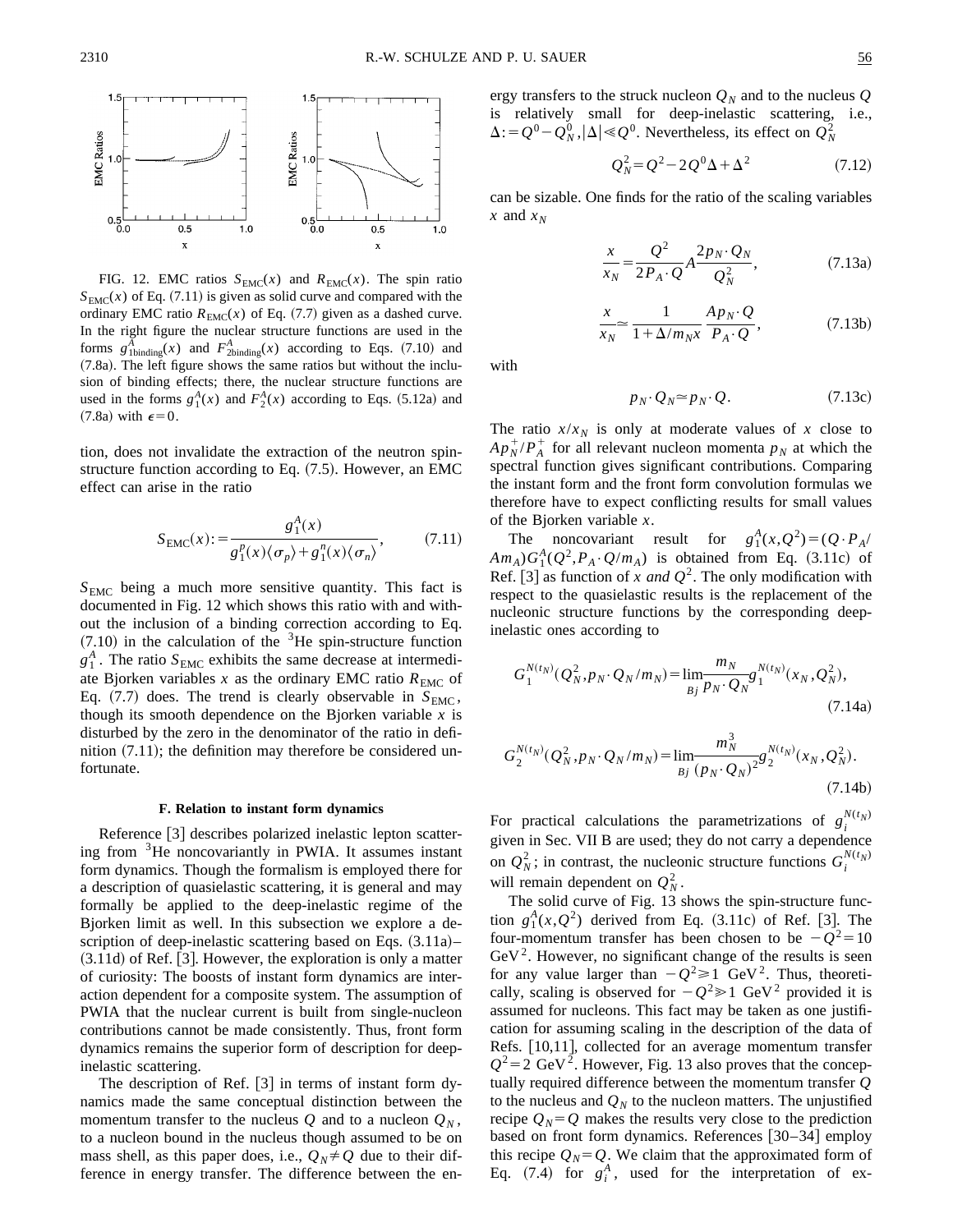EMC Ratios

1.5

1.0

0.5

0.0 0.5 1.0

x

EMC Ratios

1.5

1.0

0.5

0.0 0.5 1.0

x

FIG. 12. EMC ratios $S_{\mathrm{EMC}}(x)$ and $R_{\mathrm{EMC}}(x)$. The spin ratio $S_{\mathrm{EMC}}(x)$ of Eq. (7.11) is given as solid curve and compared with the ordinary EMC ratio $R_{\mathrm{EMC}}(x)$ of Eq. (7.7) given as a dashed curve. In the right figure the nuclear structure functions are used in the forms $g^{A}_{1\mathrm{binding}}(x)$ and $F^{A}_{2\mathrm{binding}}(x)$ according to Eqs. (7.10) and (7.8a). The left figure shows the same ratios but without the inclusion of binding effects; there, the nuclear structure functions are used in the forms $g^{A}_{1}(x)$ and $F^{A}_{2}(x)$ according to Eqs. (5.12a) and (7.8a) with $\epsilon=0$.

tion, does not invalidate the extraction of the neutron spin-structure function according to Eq. (7.5). However, an EMC effect can arise in the ratio

$$S_{\mathrm{EMC}}(x):=\frac{g_1^A(x)}{g_1^p(x)\langle\sigma_p\rangle+g_1^n(x)\langle\sigma_n\rangle}, \qquad (7.11)$$

$S_{\mathrm{EMC}}$ being a much more sensitive quantity. This fact is documented in Fig. 12 which shows this ratio with and without the inclusion of a binding correction according to Eq. (7.10) in the calculation of the $^3$He spin-structure function $g_1^A$. The ratio $S_{\mathrm{EMC}}$ exhibits the same decrease at intermediate Bjorken variables $x$ as the ordinary EMC ratio $R_{\mathrm{EMC}}$ of Eq. (7.7) does. The trend is clearly observable in $S_{\mathrm{EMC}}$, though its smooth dependence on the Bjorken variable $x$ is disturbed by the zero in the denominator of the ratio in definition (7.11); the definition may therefore be considered unfortunate.

### F. Relation to instant form dynamics

Reference [3] describes polarized inelastic lepton scattering from $^3$He noncovariantly in PWIA. It assumes instant form dynamics. Though the formalism is employed there for a description of quasielastic scattering, it is general and may formally be applied to the deep-inelastic regime of the Bjorken limit as well. In this subsection we explore a description of deep-inelastic scattering based on Eqs. (3.11a)–(3.11d) of Ref. [3]. However, the exploration is only a matter of curiosity: The boosts of instant form dynamics are interaction dependent for a composite system. The assumption of PWIA that the nuclear current is built from single-nucleon contributions cannot be made consistently. Thus, front form dynamics remains the superior form of description for deep-inelastic scattering.

The description of Ref. [3] in terms of instant form dynamics made the same conceptual distinction between the momentum transfer to the nucleus $Q$ and to a nucleon $Q_N$, to a nucleon bound in the nucleus though assumed to be on mass shell, as this paper does, i.e., $Q_N\neq Q$ due to their difference in energy transfer. The difference between the energy transfers to the struck nucleon $Q_N$ and to the nucleus $Q$ is relatively small for deep-inelastic scattering, i.e., $\Delta:=Q^0-Q^0_N, |\Delta|\ll Q^0$. Nevertheless, its effect on $Q_N^2$

$$Q_N^2=Q^2-2Q^0\Delta+\Delta^2 \qquad (7.12)$$

can be sizable. One finds for the ratio of the scaling variables $x$ and $x_N$

$$\frac{x}{x_N}=\frac{Q^2}{2P_A\cdot Q}A\frac{2p_N\cdot Q_N}{Q_N^2}, \qquad (7.13a)$$

$$\frac{x}{x_N}\simeq\frac{1}{1+\Delta/m_Nx}\,\frac{Ap_N\cdot Q}{P_A\cdot Q}, \qquad (7.13b)$$

with

$$p_N\cdot Q_N\simeq p_N\cdot Q. \qquad (7.13c)$$

The ratio $x/x_N$ is only at moderate values of $x$ close to $Ap_N^+/P_A^+$ for all relevant nucleon momenta $p_N$ at which the spectral function gives significant contributions. Comparing the instant form and the front form convolution formulas we therefore have to expect conflicting results for small values of the Bjorken variable $x$.

The noncovariant result for $g_1^A(x,Q^2)=(Q\cdot P_A/Am_A)G_1^A(Q^2,P_A\cdot Q/m_A)$ is obtained from Eq. (3.11c) of Ref. [3] as function of $x$ *and* $Q^2$. The only modification with respect to the quasielastic results is the replacement of the nucleonic structure functions by the corresponding deep-inelastic ones according to

$$G_1^{N(t_N)}(Q_N^2,p_N\cdot Q_N/m_N)=\lim_{Bj}\frac{m_N}{p_N\cdot Q_N}g_1^{N(t_N)}(x_N,Q_N^2), \qquad (7.14a)$$

$$G_2^{N(t_N)}(Q_N^2,p_N\cdot Q_N/m_N)=\lim_{Bj}\frac{m_N^3}{(p_N\cdot Q_N)^2}g_2^{N(t_N)}(x_N,Q_N^2). \qquad (7.14b)$$

For practical calculations the parametrizations of $g_i^{N(t_N)}$ given in Sec. VII B are used; they do not carry a dependence on $Q_N^2$; in contrast, the nucleonic structure functions $G_i^{N(t_N)}$ will remain dependent on $Q_N^2$.

The solid curve of Fig. 13 shows the spin-structure function $g_1^A(x,Q^2)$ derived from Eq. (3.11c) of Ref. [3]. The four-momentum transfer has been chosen to be $-Q^2=10$ GeV$^2$. However, no significant change of the results is seen for any value larger than $-Q^2\geqslant1$ GeV$^2$. Thus, theoretically, scaling is observed for $-Q^2\gg1$ GeV$^2$ provided it is assumed for nucleons. This fact may be taken as one justification for assuming scaling in the description of the data of Refs. [10,11], collected for an average momentum transfer $Q^2=2$ GeV$^2$. However, Fig. 13 also proves that the conceptually required difference between the momentum transfer $Q$ to the nucleus and $Q_N$ to the nucleon matters. The unjustified recipe $Q_N=Q$ makes the results very close to the prediction based on front form dynamics. References [30–34] employ this recipe $Q_N=Q$. We claim that the approximated form of Eq. (7.4) for $g_i^A$, used for the interpretation of ex-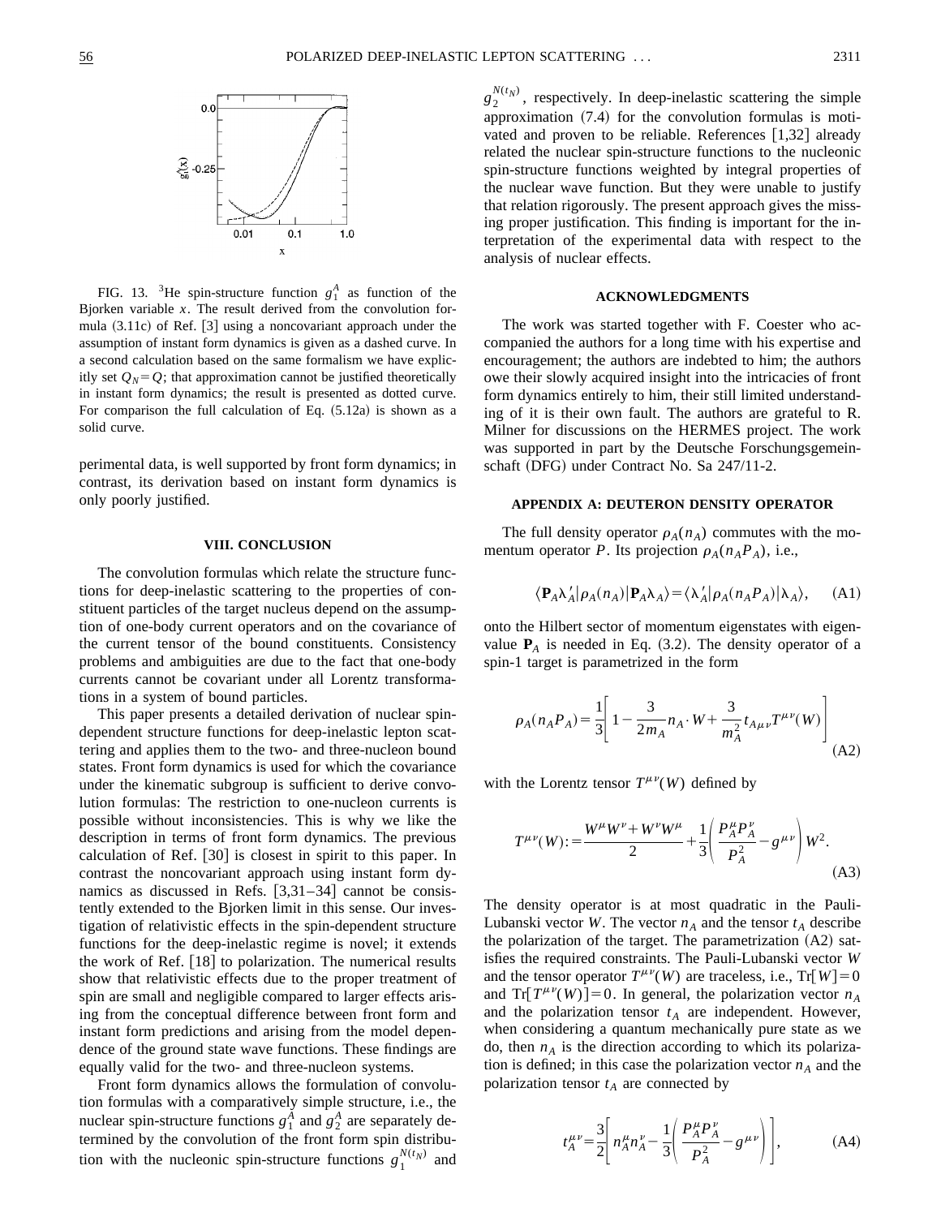0.0

$g_1^A(x)$ -0.25

0.01 0.1 1.0

x

FIG. 13. $^3$He spin-structure function $g_1^A$ as function of the Bjorken variable $x$. The result derived from the convolution formula (3.11c) of Ref. [3] using a noncovariant approach under the assumption of instant form dynamics is given as a dashed curve. In a second calculation based on the same formalism we have explicitly set $Q_N = Q$; that approximation cannot be justified theoretically in instant form dynamics; the result is presented as dotted curve. For comparison the full calculation of Eq. (5.12a) is shown as a solid curve.

perimental data, is well supported by front form dynamics; in contrast, its derivation based on instant form dynamics is only poorly justified.

## VIII. CONCLUSION

The convolution formulas which relate the structure functions for deep-inelastic scattering to the properties of constituent particles of the target nucleus depend on the assumption of one-body current operators and on the covariance of the current tensor of the bound constituents. Consistency problems and ambiguities are due to the fact that one-body currents cannot be covariant under all Lorentz transformations in a system of bound particles.

This paper presents a detailed derivation of nuclear spin-dependent structure functions for deep-inelastic lepton scattering and applies them to the two- and three-nucleon bound states. Front form dynamics is used for which the covariance under the kinematic subgroup is sufficient to derive convolution formulas: The restriction to one-nucleon currents is possible without inconsistencies. This is why we like the description in terms of front form dynamics. The previous calculation of Ref. [30] is closest in spirit to this paper. In contrast the noncovariant approach using instant form dynamics as discussed in Refs. [3,31–34] cannot be consistently extended to the Bjorken limit in this sense. Our investigation of relativistic effects in the spin-dependent structure functions for the deep-inelastic regime is novel; it extends the work of Ref. [18] to polarization. The numerical results show that relativistic effects due to the proper treatment of spin are small and negligible compared to larger effects arising from the conceptual difference between front form and instant form predictions and arising from the model dependence of the ground state wave functions. These findings are equally valid for the two- and three-nucleon systems.

Front form dynamics allows the formulation of convolution formulas with a comparatively simple structure, i.e., the nuclear spin-structure functions $g_1^A$ and $g_2^A$ are separately determined by the convolution of the front form spin distribution with the nucleonic spin-structure functions $g_1^{N(t_N)}$ and $g_2^{N(t_N)}$, respectively. In deep-inelastic scattering the simple approximation (7.4) for the convolution formulas is motivated and proven to be reliable. References [1,32] already related the nuclear spin-structure functions to the nucleonic spin-structure functions weighted by integral properties of the nuclear wave function. But they were unable to justify that relation rigorously. The present approach gives the missing proper justification. This finding is important for the interpretation of the experimental data with respect to the analysis of nuclear effects.

## ACKNOWLEDGMENTS

The work was started together with F. Coester who accompanied the authors for a long time with his expertise and encouragement; the authors are indebted to him; the authors owe their slowly acquired insight into the intricacies of front form dynamics entirely to him, their still limited understanding of it is their own fault. The authors are grateful to R. Milner for discussions on the HERMES project. The work was supported in part by the Deutsche Forschungsgemeinschaft (DFG) under Contract No. Sa 247/11-2.

## APPENDIX A: DEUTERON DENSITY OPERATOR

The full density operator $\rho_A(n_A)$ commutes with the momentum operator $P$. Its projection $\rho_A(n_A P_A)$, i.e.,

$$\langle \mathbf{P}_A \lambda_A' | \rho_A(n_A) | \mathbf{P}_A \lambda_A \rangle = \langle \lambda_A' | \rho_A(n_A P_A) | \lambda_A \rangle, \qquad \text{(A1)}$$

onto the Hilbert sector of momentum eigenstates with eigenvalue $\mathbf{P}_A$ is needed in Eq. (3.2). The density operator of a spin-1 target is parametrized in the form

$$\rho_A(n_A P_A) = \frac{1}{3}\left[ 1 - \frac{3}{2m_A} n_A \cdot W + \frac{3}{m_A^2} t_{A\mu\nu} T^{\mu\nu}(W) \right] \qquad \text{(A2)}$$

with the Lorentz tensor $T^{\mu\nu}(W)$ defined by

$$T^{\mu\nu}(W) := \frac{W^\mu W^\nu + W^\nu W^\mu}{2} + \frac{1}{3}\left( \frac{P_A^\mu P_A^\nu}{P_A^2} - g^{\mu\nu} \right) W^2. \qquad \text{(A3)}$$

The density operator is at most quadratic in the Pauli-Lubanski vector $W$. The vector $n_A$ and the tensor $t_A$ describe the polarization of the target. The parametrization (A2) satisfies the required constraints. The Pauli-Lubanski vector $W$ and the tensor operator $T^{\mu\nu}(W)$ are traceless, i.e., $\mathrm{Tr}[W]=0$ and $\mathrm{Tr}[T^{\mu\nu}(W)]=0$. In general, the polarization vector $n_A$ and the polarization tensor $t_A$ are independent. However, when considering a quantum mechanically pure state as we do, then $n_A$ is the direction according to which its polarization is defined; in this case the polarization vector $n_A$ and the polarization tensor $t_A$ are connected by

$$t_A^{\mu\nu} = \frac{3}{2}\left[ n_A^\mu n_A^\nu - \frac{1}{3}\left( \frac{P_A^\mu P_A^\nu}{P_A^2} - g^{\mu\nu} \right) \right], \qquad \text{(A4)}$$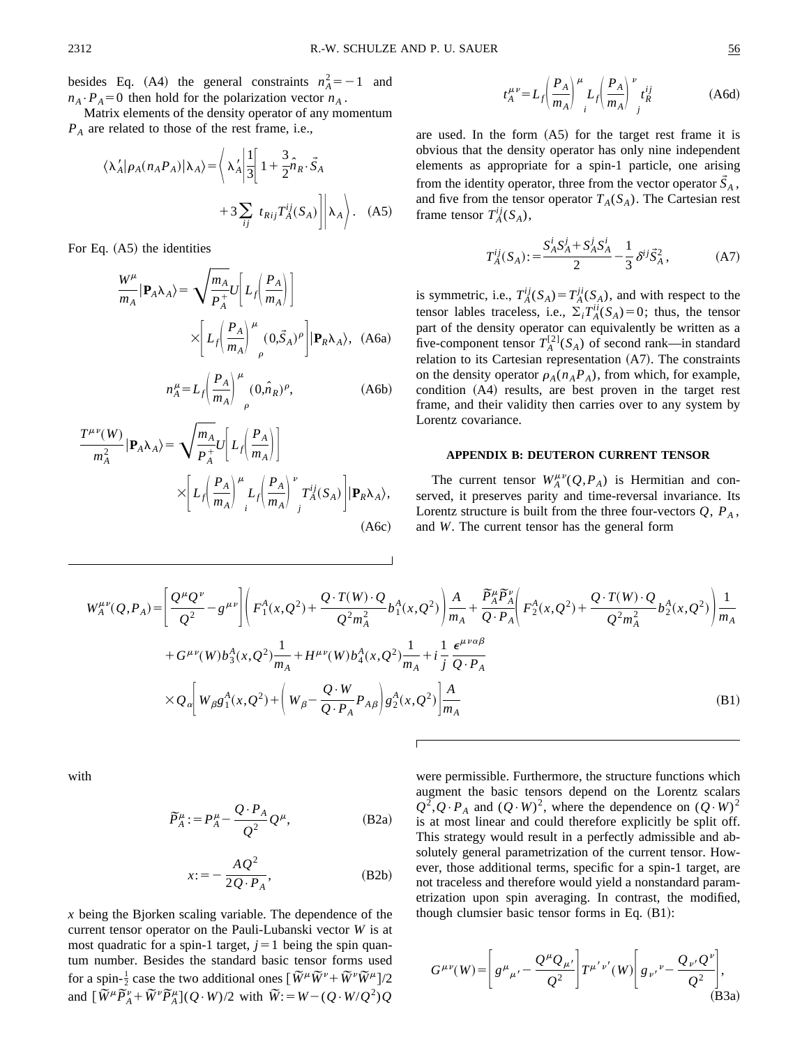besides Eq. (A4) the general constraints $n_A^2=-1$ and $n_A\cdot P_A=0$ then hold for the polarization vector $n_A$.

Matrix elements of the density operator of any momentum $P_A$ are related to those of the rest frame, i.e.,

$$\langle\lambda_A'|\rho_A(n_AP_A)|\lambda_A\rangle=\left\langle\lambda_A'\left|\frac{1}{3}\left[1+\frac{3}{2}\hat{n}_R\cdot\vec{S}_A+3\sum_{ij}t_{Rij}T_A^{ij}(S_A)\right]\right|\lambda_A\right\rangle. \quad \text{(A5)}$$

For Eq. (A5) the identities

$$\frac{W^\mu}{m_A}|\mathbf{P}_A\lambda_A\rangle=\sqrt{\frac{m_A}{P_A^+}}U\left[L_f\left(\frac{P_A}{m_A}\right)\right]\times\left[L_f\left(\frac{P_A}{m_A}\right)^\mu{}_\rho(0,\vec{S}_A)^\rho\right]|\mathbf{P}_R\lambda_A\rangle, \quad \text{(A6a)}$$

$$n_A^\mu=L_f\left(\frac{P_A}{m_A}\right)^\mu{}_\rho(0,\hat{n}_R)^\rho, \quad \text{(A6b)}$$

$$\frac{T^{\mu\nu}(W)}{m_A^2}|\mathbf{P}_A\lambda_A\rangle=\sqrt{\frac{m_A}{P_A^+}}U\left[L_f\left(\frac{P_A}{m_A}\right)\right]\times\left[L_f\left(\frac{P_A}{m_A}\right)^\mu{}_i L_f\left(\frac{P_A}{m_A}\right)^\nu{}_j T_A^{ij}(S_A)\right]|\mathbf{P}_R\lambda_A\rangle, \quad \text{(A6c)}$$

$$t_A^{\mu\nu}=L_f\left(\frac{P_A}{m_A}\right)^\mu{}_i L_f\left(\frac{P_A}{m_A}\right)^\nu{}_j t_R^{ij} \quad \text{(A6d)}$$

are used. In the form (A5) for the target rest frame it is obvious that the density operator has only nine independent elements as appropriate for a spin-1 particle, one arising from the identity operator, three from the vector operator $\vec{S}_A$, and five from the tensor operator $T_A(S_A)$. The Cartesian rest frame tensor $T_A^{ij}(S_A)$,

$$T_A^{ij}(S_A):=\frac{S_A^iS_A^j+S_A^jS_A^i}{2}-\frac{1}{3}\delta^{ij}\vec{S}_A^2, \quad \text{(A7)}$$

is symmetric, i.e., $T_A^{ij}(S_A)=T_A^{ji}(S_A)$, and with respect to the tensor lables traceless, i.e., $\Sigma_iT_A^{ii}(S_A)=0$; thus, the tensor part of the density operator can equivalently be written as a five-component tensor $T_A^{[2]}(S_A)$ of second rank—in standard relation to its Cartesian representation (A7). The constraints on the density operator $\rho_A(n_AP_A)$, from which, for example, condition (A4) results, are best proven in the target rest frame, and their validity then carries over to any system by Lorentz covariance.

## APPENDIX B: DEUTERON CURRENT TENSOR

The current tensor $W_A^{\mu\nu}(Q,P_A)$ is Hermitian and conserved, it preserves parity and time-reversal invariance. Its Lorentz structure is built from the three four-vectors $Q$, $P_A$, and $W$. The current tensor has the general form

$$\begin{aligned}W_A^{\mu\nu}(Q,P_A)=&\left[\frac{Q^\mu Q^\nu}{Q^2}-g^{\mu\nu}\right]\left(F_1^A(x,Q^2)+\frac{Q\cdot T(W)\cdot Q}{Q^2m_A^2}b_1^A(x,Q^2)\right)\frac{A}{m_A}+\frac{\tilde{P}_A^\mu\tilde{P}_A^\nu}{Q\cdot P_A}\left(F_2^A(x,Q^2)+\frac{Q\cdot T(W)\cdot Q}{Q^2m_A^2}b_2^A(x,Q^2)\right)\frac{1}{m_A}\\&+G^{\mu\nu}(W)b_3^A(x,Q^2)\frac{1}{m_A}+H^{\mu\nu}(W)b_4^A(x,Q^2)\frac{1}{m_A}+i\frac{1}{j}\frac{\epsilon^{\mu\nu\alpha\beta}}{Q\cdot P_A}\\&\times Q_\alpha\left[W_\beta g_1^A(x,Q^2)+\left(W_\beta-\frac{Q\cdot W}{Q\cdot P_A}P_{A\beta}\right)g_2^A(x,Q^2)\right]\frac{A}{m_A}\end{aligned} \quad \text{(B1)}$$

with

$$\tilde{P}_A^\mu:=P_A^\mu-\frac{Q\cdot P_A}{Q^2}Q^\mu, \quad \text{(B2a)}$$

$$x:=-\frac{AQ^2}{2Q\cdot P_A}, \quad \text{(B2b)}$$

$x$ being the Bjorken scaling variable. The dependence of the current tensor operator on the Pauli-Lubanski vector $W$ is at most quadratic for a spin-1 target, $j=1$ being the spin quantum number. Besides the standard basic tensor forms used for a spin-$\frac{1}{2}$ case the two additional ones $[\tilde{W}^\mu\tilde{W}^\nu+\tilde{W}^\nu\tilde{W}^\mu]/2$ and $[\tilde{W}^\mu\tilde{P}_A^\nu+\tilde{W}^\nu\tilde{P}_A^\mu](Q\cdot W)/2$ with $\tilde{W}:=W-(Q\cdot W/Q^2)Q$ were permissible. Furthermore, the structure functions which augment the basic tensors depend on the Lorentz scalars $Q^2, Q\cdot P_A$ and $(Q\cdot W)^2$, where the dependence on $(Q\cdot W)^2$ is at most linear and could therefore explicitly be split off. This strategy would result in a perfectly admissible and absolutely general parametrization of the current tensor. However, those additional terms, specific for a spin-1 target, are not traceless and therefore would yield a nonstandard parametrization upon spin averaging. In contrast, the modified, though clumsier basic tensor forms in Eq. (B1):

$$G^{\mu\nu}(W)=\left[g^\mu{}_{\mu'}-\frac{Q^\mu Q_{\mu'}}{Q^2}\right]T^{\mu'\nu'}(W)\left[g_{\nu'}{}^\nu-\frac{Q_{\nu'}Q^\nu}{Q^2}\right], \quad \text{(B3a)}$$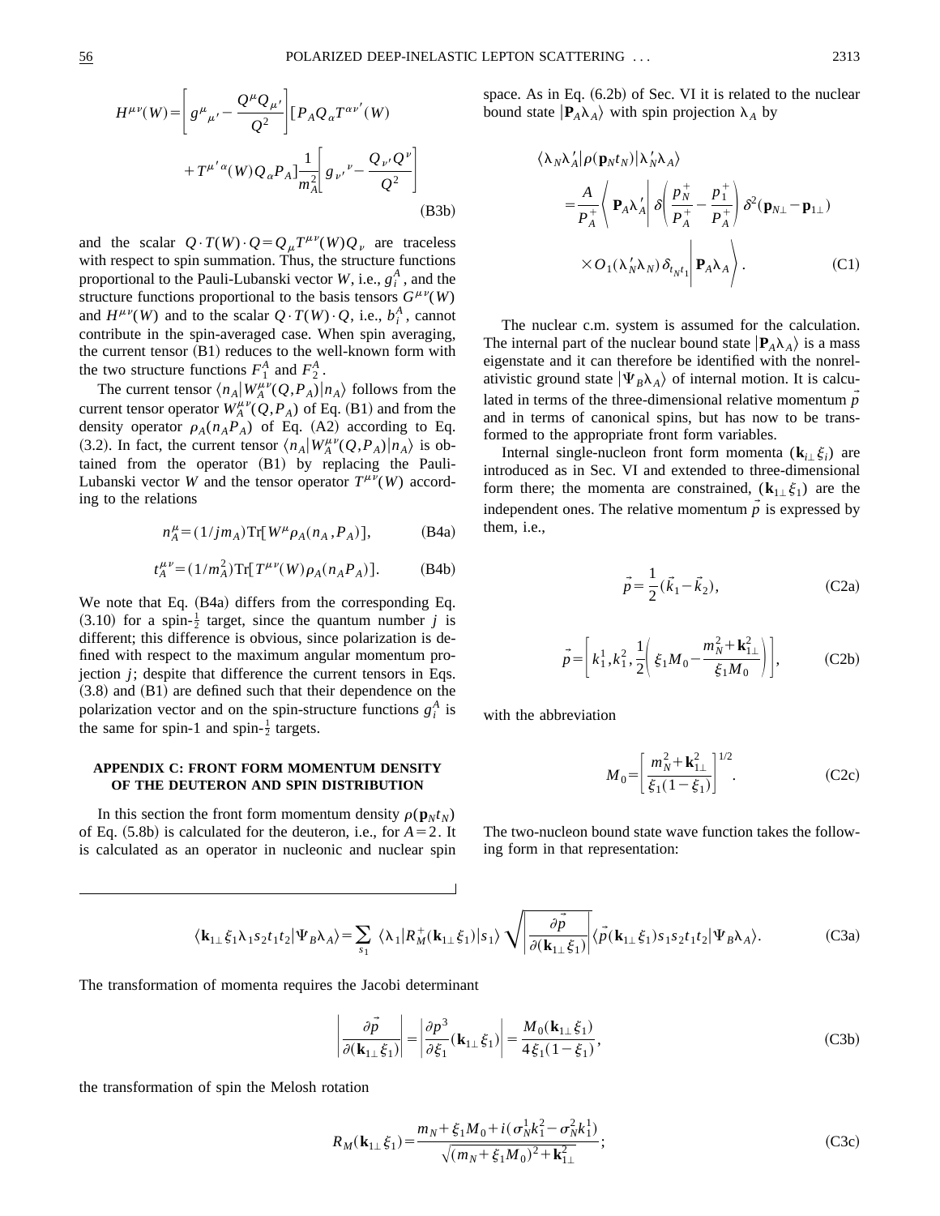$$H^{\mu\nu}(W)=\left[g^{\mu}{}_{\mu'}-\frac{Q^{\mu}Q_{\mu'}}{Q^2}\right][P_A Q_\alpha T^{\alpha\nu'}(W)$$

$$+T^{\mu'\alpha}(W)Q_\alpha P_A]\frac{1}{m_A^2}\left[g_{\nu'}{}^{\nu}-\frac{Q_{\nu'}Q^{\nu}}{Q^2}\right]\tag{B3b}$$

and the scalar $Q\cdot T(W)\cdot Q=Q_\mu T^{\mu\nu}(W)Q_\nu$ are traceless with respect to spin summation. Thus, the structure functions proportional to the Pauli-Lubanski vector $W$, i.e., $g_i^A$, and the structure functions proportional to the basis tensors $G^{\mu\nu}(W)$ and $H^{\mu\nu}(W)$ and to the scalar $Q\cdot T(W)\cdot Q$, i.e., $b_i^A$, cannot contribute in the spin-averaged case. When spin averaging, the current tensor (B1) reduces to the well-known form with the two structure functions $F_1^A$ and $F_2^A$.

The current tensor $\langle n_A|W_A^{\mu\nu}(Q,P_A)|n_A\rangle$ follows from the current tensor operator $W_A^{\mu\nu}(Q,P_A)$ of Eq. (B1) and from the density operator $\rho_A(n_A P_A)$ of Eq. (A2) according to Eq. (3.2). In fact, the current tensor $\langle n_A|W_A^{\mu\nu}(Q,P_A)|n_A\rangle$ is obtained from the operator (B1) by replacing the Pauli-Lubanski vector $W$ and the tensor operator $T^{\mu\nu}(W)$ according to the relations

$$n_A^{\mu}=(1/jm_A)\mathrm{Tr}[W^{\mu}\rho_A(n_A,P_A)],\tag{B4a}$$

$$t_A^{\mu\nu}=(1/m_A^2)\mathrm{Tr}[T^{\mu\nu}(W)\rho_A(n_A P_A)].\tag{B4b}$$

We note that Eq. (B4a) differs from the corresponding Eq. (3.10) for a spin-$\frac{1}{2}$ target, since the quantum number $j$ is different; this difference is obvious, since polarization is defined with respect to the maximum angular momentum projection $j$; despite that difference the current tensors in Eqs. (3.8) and (B1) are defined such that their dependence on the polarization vector and on the spin-structure functions $g_i^A$ is the same for spin-1 and spin-$\frac{1}{2}$ targets.

## APPENDIX C: FRONT FORM MOMENTUM DENSITY OF THE DEUTERON AND SPIN DISTRIBUTION

In this section the front form momentum density $\rho(\mathbf{p}_N t_N)$ of Eq. (5.8b) is calculated for the deuteron, i.e., for $A=2$. It is calculated as an operator in nucleonic and nuclear spin space. As in Eq. (6.2b) of Sec. VI it is related to the nuclear bound state $|\mathbf{P}_A\lambda_A\rangle$ with spin projection $\lambda_A$ by

$$\langle\lambda_N\lambda_A'|\rho(\mathbf{p}_N t_N)|\lambda_N'\lambda_A\rangle=\frac{A}{P_A^+}\left\langle\mathbf{P}_A\lambda_A'\left|\delta\left(\frac{p_N^+}{P_A^+}-\frac{p_1^+}{P_A^+}\right)\delta^2(\mathbf{p}_{N\perp}-\mathbf{p}_{1\perp})\times O_1(\lambda_N'\lambda_N)\delta_{t_N t_1}\right|\mathbf{P}_A\lambda_A\right\rangle.\tag{C1}$$

The nuclear c.m. system is assumed for the calculation. The internal part of the nuclear bound state $|\mathbf{P}_A\lambda_A\rangle$ is a mass eigenstate and it can therefore be identified with the nonrelativistic ground state $|\Psi_B\lambda_A\rangle$ of internal motion. It is calculated in terms of the three-dimensional relative momentum $\vec{p}$ and in terms of canonical spins, but has now to be transformed to the appropriate front form variables.

Internal single-nucleon front form momenta $(\mathbf{k}_{i\perp}\xi_i)$ are introduced as in Sec. VI and extended to three-dimensional form there; the momenta are constrained, $(\mathbf{k}_{1\perp}\xi_1)$ are the independent ones. The relative momentum $\vec{p}$ is expressed by them, i.e.,

$$\vec{p}=\frac{1}{2}(\vec{k}_1-\vec{k}_2),\tag{C2a}$$

$$\vec{p}=\left[k_1^1,k_1^2,\frac{1}{2}\left(\xi_1 M_0-\frac{m_N^2+\mathbf{k}_{1\perp}^2}{\xi_1 M_0}\right)\right],\tag{C2b}$$

with the abbreviation

$$M_0=\left[\frac{m_N^2+\mathbf{k}_{1\perp}^2}{\xi_1(1-\xi_1)}\right]^{1/2}.\tag{C2c}$$

The two-nucleon bound state wave function takes the following form in that representation:

$$\langle\mathbf{k}_{1\perp}\xi_1\lambda_1 s_2 t_1 t_2|\Psi_B\lambda_A\rangle=\sum_{s_1}\langle\lambda_1|R_M^+(\mathbf{k}_{1\perp}\xi_1)|s_1\rangle\sqrt{\left|\frac{\partial\vec{p}}{\partial(\mathbf{k}_{1\perp}\xi_1)}\right|}\langle\vec{p}(\mathbf{k}_{1\perp}\xi_1)s_1 s_2 t_1 t_2|\Psi_B\lambda_A\rangle.\tag{C3a}$$

The transformation of momenta requires the Jacobi determinant

$$\left|\frac{\partial\vec{p}}{\partial(\mathbf{k}_{1\perp}\xi_1)}\right|=\left|\frac{\partial p^3}{\partial\xi_1}(\mathbf{k}_{1\perp}\xi_1)\right|=\frac{M_0(\mathbf{k}_{1\perp}\xi_1)}{4\xi_1(1-\xi_1)},\tag{C3b}$$

the transformation of spin the Melosh rotation

$$R_M(\mathbf{k}_{1\perp}\xi_1)=\frac{m_N+\xi_1 M_0+i(\sigma_N^1 k_1^2-\sigma_N^2 k_1^1)}{\sqrt{(m_N+\xi_1 M_0)^2+\mathbf{k}_{1\perp}^2}};\tag{C3c}$$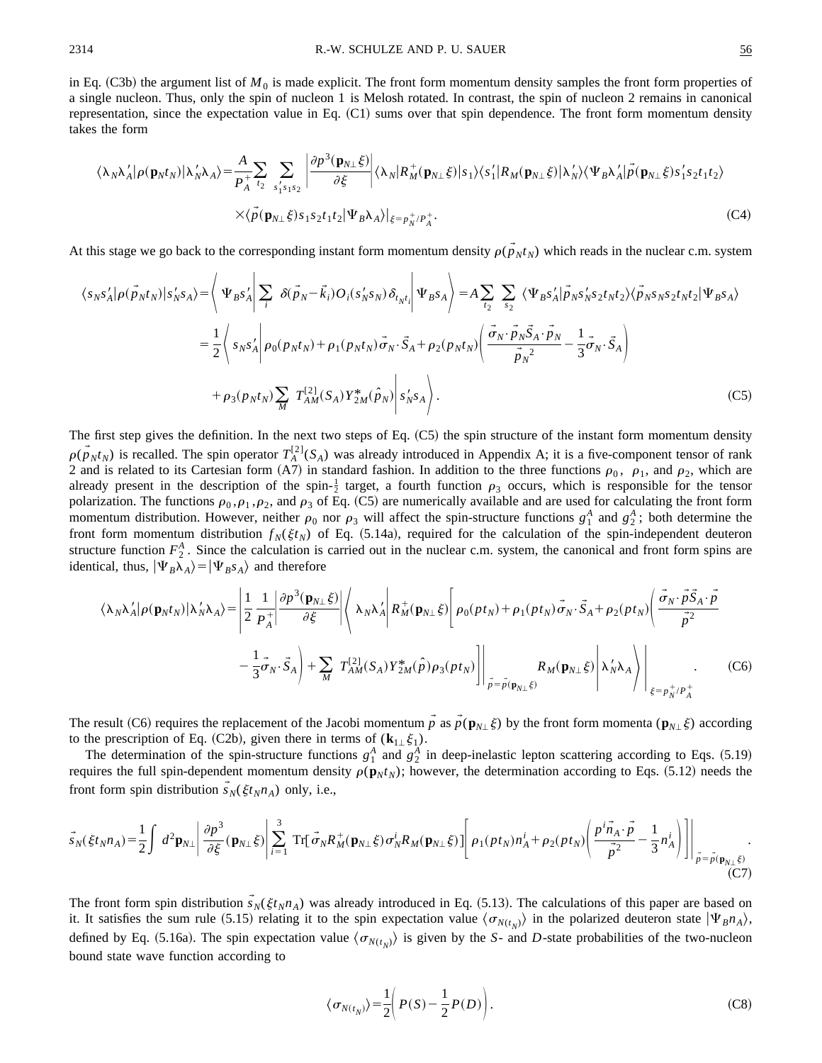in Eq. (C3b) the argument list of $M_0$ is made explicit. The front form momentum density samples the front form properties of a single nucleon. Thus, only the spin of nucleon 1 is Melosh rotated. In contrast, the spin of nucleon 2 remains in canonical representation, since the expectation value in Eq. (C1) sums over that spin dependence. The front form momentum density takes the form

$$\langle \lambda_N \lambda_A' | \rho(\mathbf{p}_N t_N) | \lambda_N' \lambda_A \rangle = \frac{A}{P_A^+} \sum_{t_2} \sum_{s_1' s_1 s_2} \left| \frac{\partial p^3(\mathbf{p}_{N\perp}\xi)}{\partial \xi} \right| \langle \lambda_N | R_M^+(\mathbf{p}_{N\perp}\xi) | s_1 \rangle \langle s_1' | R_M(\mathbf{p}_{N\perp}\xi) | \lambda_N' \rangle \langle \Psi_B \lambda_A' | \vec{p}(\mathbf{p}_{N\perp}\xi) s_1' s_2 t_1 t_2 \rangle$$
$$\times \langle \vec{p}(\mathbf{p}_{N\perp}\xi) s_1 s_2 t_1 t_2 | \Psi_B \lambda_A \rangle |_{\xi = p_N^+/P_A^+}. \tag{C4}$$

At this stage we go back to the corresponding instant form momentum density $\rho(\vec{p}_N t_N)$ which reads in the nuclear c.m. system

$$\langle s_N s_A' | \rho(\vec{p}_N t_N) | s_N' s_A \rangle = \left\langle \Psi_B s_A' \left| \sum_i \delta(\vec{p}_N - \vec{k}_i) O_i(s_N' s_N) \delta_{t_N t_i} \right| \Psi_B s_A \right\rangle = A \sum_{t_2} \sum_{s_2} \langle \Psi_B s_A' | \vec{p}_N s_N' s_2 t_N t_2 \rangle \langle \vec{p}_N s_N s_2 t_N t_2 | \Psi_B s_A \rangle$$
$$= \frac{1}{2} \left\langle s_N s_A' \left| \rho_0(p_N t_N) + \rho_1(p_N t_N) \vec{\sigma}_N \cdot \vec{S}_A + \rho_2(p_N t_N) \left( \frac{\vec{\sigma}_N \cdot \vec{p}_N \vec{S}_A \cdot \vec{p}_N}{\vec{p}_N^{\,2}} - \frac{1}{3} \vec{\sigma}_N \cdot \vec{S}_A \right) \right.\right.$$
$$\left.\left. + \rho_3(p_N t_N) \sum_M T_{AM}^{[2]}(S_A) Y_{2M}^*(\hat{p}_N) \right| s_N' s_A \right\rangle. \tag{C5}$$

The first step gives the definition. In the next two steps of Eq. (C5) the spin structure of the instant form momentum density $\rho(\vec{p}_N t_N)$ is recalled. The spin operator $T_A^{[2]}(S_A)$ was already introduced in Appendix A; it is a five-component tensor of rank 2 and is related to its Cartesian form (A7) in standard fashion. In addition to the three functions $\rho_0$, $\rho_1$, and $\rho_2$, which are already present in the description of the spin-$\frac{1}{2}$ target, a fourth function $\rho_3$ occurs, which is responsible for the tensor polarization. The functions $\rho_0, \rho_1, \rho_2$, and $\rho_3$ of Eq. (C5) are numerically available and are used for calculating the front form momentum distribution. However, neither $\rho_0$ nor $\rho_3$ will affect the spin-structure functions $g_1^A$ and $g_2^A$; both determine the front form momentum distribution $f_N(\xi t_N)$ of Eq. (5.14a), required for the calculation of the spin-independent deuteron structure function $F_2^A$. Since the calculation is carried out in the nuclear c.m. system, the canonical and front form spins are identical, thus, $|\Psi_B \lambda_A\rangle = |\Psi_B s_A\rangle$ and therefore

$$\langle \lambda_N \lambda_A' | \rho(\mathbf{p}_N t_N) | \lambda_N' \lambda_A \rangle = \left| \frac{1}{2} \frac{1}{P_A^+} \left| \frac{\partial p^3(\mathbf{p}_{N\perp}\xi)}{\partial \xi} \right| \left\langle \lambda_N \lambda_A' \left| R_M^+(\mathbf{p}_{N\perp}\xi) \left[ \rho_0(p t_N) + \rho_1(p t_N) \vec{\sigma}_N \cdot \vec{S}_A + \rho_2(p t_N) \left( \frac{\vec{\sigma}_N \cdot \vec{p} \vec{S}_A \cdot \vec{p}}{\vec{p}^{\,2}} \right.\right.\right.\right.\right.$$
$$\left.\left.\left.\left.\left. - \frac{1}{3} \vec{\sigma}_N \cdot \vec{S}_A \right) + \sum_M T_{AM}^{[2]}(S_A) Y_{2M}^*(\hat{p}) \rho_3(p t_N) \right] \right|_{\vec{p} = \vec{p}(\mathbf{p}_{N\perp}\xi)} R_M(\mathbf{p}_{N\perp}\xi) \right| \lambda_N' \lambda_A \right\rangle \right|_{\xi = p_N^+/P_A^+}. \tag{C6}$$

The result (C6) requires the replacement of the Jacobi momentum $\vec{p}$ as $\vec{p}(\mathbf{p}_{N\perp}\xi)$ by the front form momenta $(\mathbf{p}_{N\perp}\xi)$ according to the prescription of Eq. (C2b), given there in terms of $(\mathbf{k}_{1\perp}\xi_1)$.

The determination of the spin-structure functions $g_1^A$ and $g_2^A$ in deep-inelastic lepton scattering according to Eqs. (5.19) requires the full spin-dependent momentum density $\rho(\mathbf{p}_N t_N)$; however, the determination according to Eqs. (5.12) needs the front form spin distribution $\vec{s}_N(\xi t_N n_A)$ only, i.e.,

$$\vec{s}_N(\xi t_N n_A) = \frac{1}{2} \int d^2\mathbf{p}_{N\perp} \left| \frac{\partial p^3}{\partial \xi}(\mathbf{p}_{N\perp}\xi) \right| \sum_{i=1}^{3} \operatorname{Tr}[\vec{\sigma}_N R_M^+(\mathbf{p}_{N\perp}\xi) \sigma_N^i R_M(\mathbf{p}_{N\perp}\xi)] \left[ \rho_1(p t_N) n_A^i + \rho_2(p t_N) \left( \frac{p^i \vec{n}_A \cdot \vec{p}}{\vec{p}^{\,2}} - \frac{1}{3} n_A^i \right) \right] \Bigg|_{\vec{p} = \vec{p}(\mathbf{p}_{N\perp}\xi)}. \tag{C7}$$

The front form spin distribution $\vec{s}_N(\xi t_N n_A)$ was already introduced in Eq. (5.13). The calculations of this paper are based on it. It satisfies the sum rule (5.15) relating it to the spin expectation value $\langle \sigma_{N(t_N)} \rangle$ in the polarized deuteron state $|\Psi_B n_A\rangle$, defined by Eq. (5.16a). The spin expectation value $\langle \sigma_{N(t_N)} \rangle$ is given by the $S$- and $D$-state probabilities of the two-nucleon bound state wave function according to

$$\langle \sigma_{N(t_N)} \rangle = \frac{1}{2} \left( P(S) - \frac{1}{2} P(D) \right). \tag{C8}$$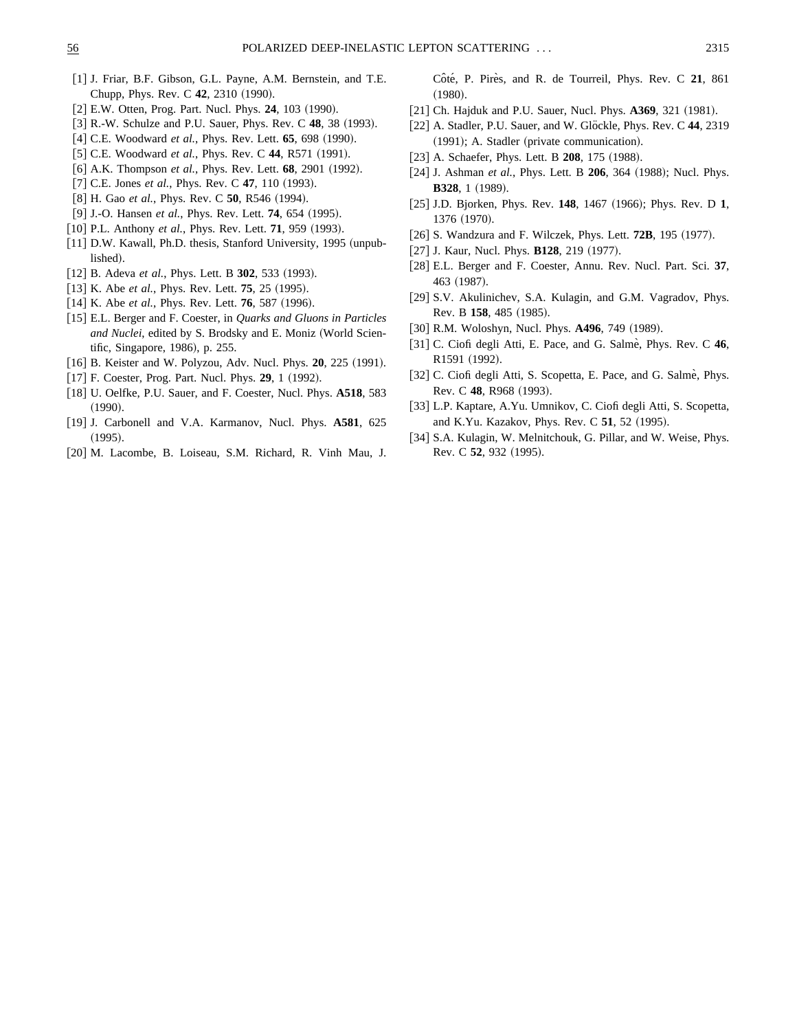[1] J. Friar, B.F. Gibson, G.L. Payne, A.M. Bernstein, and T.E. Chupp, Phys. Rev. C **42**, 2310 (1990).

[2] E.W. Otten, Prog. Part. Nucl. Phys. **24**, 103 (1990).

[3] R.-W. Schulze and P.U. Sauer, Phys. Rev. C **48**, 38 (1993).

[4] C.E. Woodward *et al.*, Phys. Rev. Lett. **65**, 698 (1990).

[5] C.E. Woodward *et al.*, Phys. Rev. C **44**, R571 (1991).

[6] A.K. Thompson *et al.*, Phys. Rev. Lett. **68**, 2901 (1992).

[7] C.E. Jones *et al.*, Phys. Rev. C **47**, 110 (1993).

[8] H. Gao *et al.*, Phys. Rev. C **50**, R546 (1994).

[9] J.-O. Hansen *et al.*, Phys. Rev. Lett. **74**, 654 (1995).

[10] P.L. Anthony *et al.*, Phys. Rev. Lett. **71**, 959 (1993).

[11] D.W. Kawall, Ph.D. thesis, Stanford University, 1995 (unpublished).

[12] B. Adeva *et al.*, Phys. Lett. B **302**, 533 (1993).

[13] K. Abe *et al.*, Phys. Rev. Lett. **75**, 25 (1995).

[14] K. Abe *et al.*, Phys. Rev. Lett. **76**, 587 (1996).

[15] E.L. Berger and F. Coester, in *Quarks and Gluons in Particles and Nuclei*, edited by S. Brodsky and E. Moniz (World Scientific, Singapore, 1986), p. 255.

[16] B. Keister and W. Polyzou, Adv. Nucl. Phys. **20**, 225 (1991).

[17] F. Coester, Prog. Part. Nucl. Phys. **29**, 1 (1992).

[18] U. Oelfke, P.U. Sauer, and F. Coester, Nucl. Phys. **A518**, 583 (1990).

[19] J. Carbonell and V.A. Karmanov, Nucl. Phys. **A581**, 625 (1995).

[20] M. Lacombe, B. Loiseau, S.M. Richard, R. Vinh Mau, J. Côté, P. Pirès, and R. de Tourreil, Phys. Rev. C **21**, 861 (1980).

[21] Ch. Hajduk and P.U. Sauer, Nucl. Phys. **A369**, 321 (1981).

[22] A. Stadler, P.U. Sauer, and W. Glöckle, Phys. Rev. C **44**, 2319 (1991); A. Stadler (private communication).

[23] A. Schaefer, Phys. Lett. B **208**, 175 (1988).

[24] J. Ashman *et al.*, Phys. Lett. B **206**, 364 (1988); Nucl. Phys. **B328**, 1 (1989).

[25] J.D. Bjorken, Phys. Rev. **148**, 1467 (1966); Phys. Rev. D **1**, 1376 (1970).

[26] S. Wandzura and F. Wilczek, Phys. Lett. **72B**, 195 (1977).

[27] J. Kaur, Nucl. Phys. **B128**, 219 (1977).

[28] E.L. Berger and F. Coester, Annu. Rev. Nucl. Part. Sci. **37**, 463 (1987).

[29] S.V. Akulinichev, S.A. Kulagin, and G.M. Vagradov, Phys. Rev. B **158**, 485 (1985).

[30] R.M. Woloshyn, Nucl. Phys. **A496**, 749 (1989).

[31] C. Ciofi degli Atti, E. Pace, and G. Salmè, Phys. Rev. C **46**, R1591 (1992).

[32] C. Ciofi degli Atti, S. Scopetta, E. Pace, and G. Salmè, Phys. Rev. C **48**, R968 (1993).

[33] L.P. Kaptare, A.Yu. Umnikov, C. Ciofi degli Atti, S. Scopetta, and K.Yu. Kazakov, Phys. Rev. C **51**, 52 (1995).

[34] S.A. Kulagin, W. Melnitchouk, G. Pillar, and W. Weise, Phys. Rev. C **52**, 932 (1995).